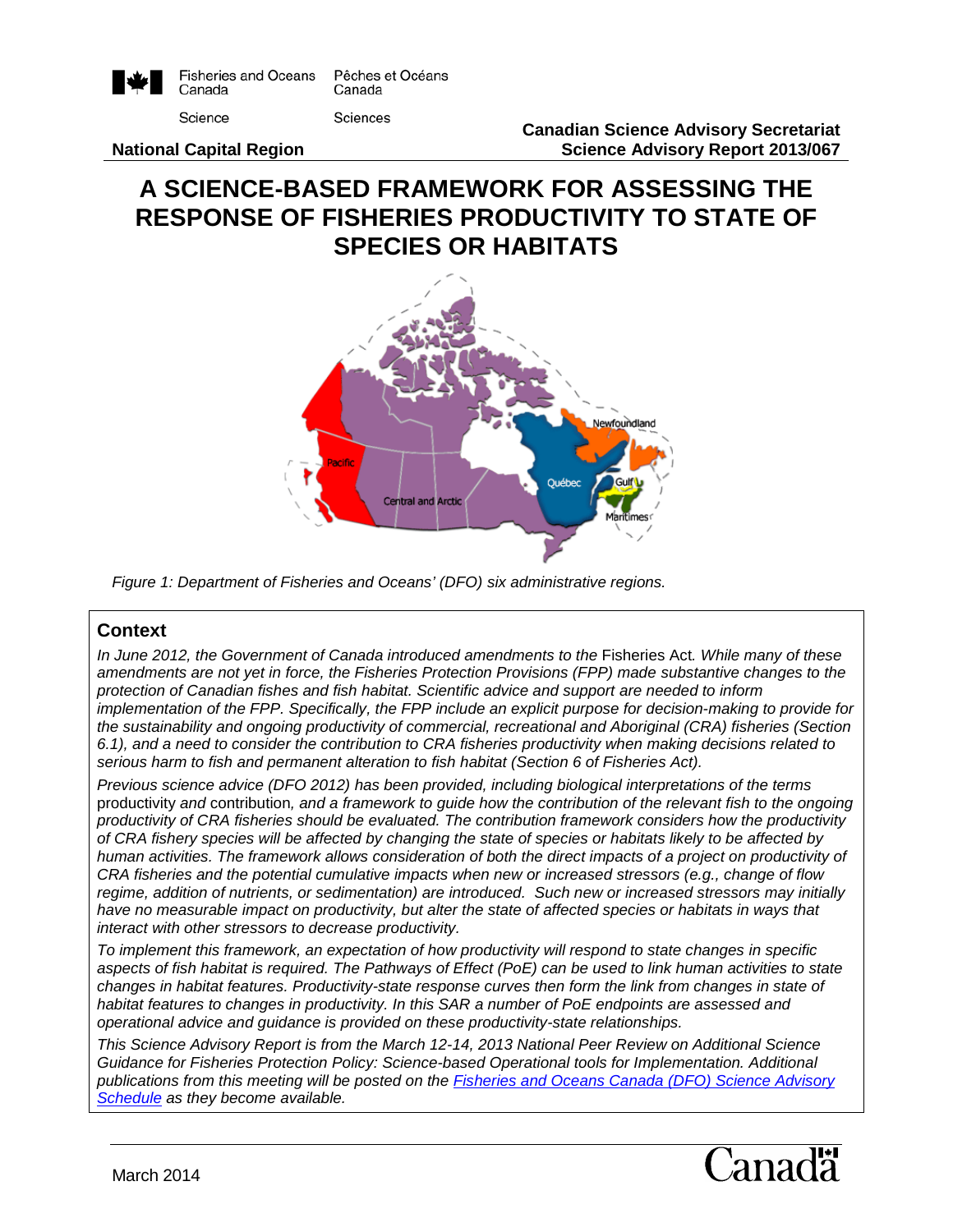Fisheries and Oceans Canada | Pêches et Océans Canada

Science | Sciences

**National Capital Region**

**Canadian Science Advisory Secretariat**
**Science Advisory Report 2013/067**

# A SCIENCE-BASED FRAMEWORK FOR ASSESSING THE RESPONSE OF FISHERIES PRODUCTIVITY TO STATE OF SPECIES OR HABITATS

*Figure 1: Department of Fisheries and Oceans' (DFO) six administrative regions.*

## Context

*In June 2012, the Government of Canada introduced amendments to the* Fisheries Act*. While many of these amendments are not yet in force, the Fisheries Protection Provisions (FPP) made substantive changes to the protection of Canadian fishes and fish habitat. Scientific advice and support are needed to inform implementation of the FPP. Specifically, the FPP include an explicit purpose for decision-making to provide for the sustainability and ongoing productivity of commercial, recreational and Aboriginal (CRA) fisheries (Section 6.1), and a need to consider the contribution to CRA fisheries productivity when making decisions related to serious harm to fish and permanent alteration to fish habitat (Section 6 of Fisheries Act).*

*Previous science advice (DFO 2012) has been provided, including biological interpretations of the terms* productivity *and* contribution*, and a framework to guide how the contribution of the relevant fish to the ongoing productivity of CRA fisheries should be evaluated. The contribution framework considers how the productivity of CRA fishery species will be affected by changing the state of species or habitats likely to be affected by human activities. The framework allows consideration of both the direct impacts of a project on productivity of CRA fisheries and the potential cumulative impacts when new or increased stressors (e.g., change of flow regime, addition of nutrients, or sedimentation) are introduced. Such new or increased stressors may initially have no measurable impact on productivity, but alter the state of affected species or habitats in ways that interact with other stressors to decrease productivity.*

*To implement this framework, an expectation of how productivity will respond to state changes in specific aspects of fish habitat is required. The Pathways of Effect (PoE) can be used to link human activities to state changes in habitat features. Productivity-state response curves then form the link from changes in state of habitat features to changes in productivity. In this SAR a number of PoE endpoints are assessed and operational advice and guidance is provided on these productivity-state relationships.*

*This Science Advisory Report is from the March 12-14, 2013 National Peer Review on Additional Science Guidance for Fisheries Protection Policy: Science-based Operational tools for Implementation. Additional publications from this meeting will be posted on the [Fisheries and Oceans Canada (DFO) Science Advisory Schedule](#) as they become available.*

March 2014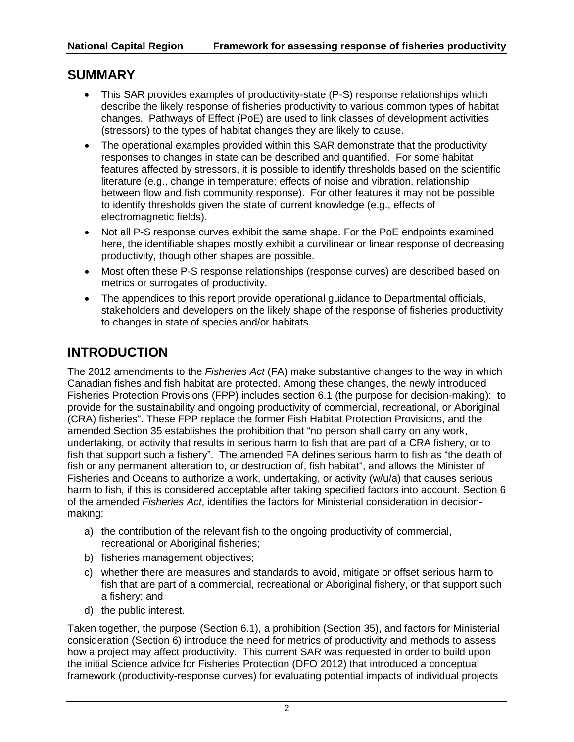## SUMMARY

- This SAR provides examples of productivity-state (P-S) response relationships which describe the likely response of fisheries productivity to various common types of habitat changes. Pathways of Effect (PoE) are used to link classes of development activities (stressors) to the types of habitat changes they are likely to cause.
- The operational examples provided within this SAR demonstrate that the productivity responses to changes in state can be described and quantified. For some habitat features affected by stressors, it is possible to identify thresholds based on the scientific literature (e.g., change in temperature; effects of noise and vibration, relationship between flow and fish community response). For other features it may not be possible to identify thresholds given the state of current knowledge (e.g., effects of electromagnetic fields).
- Not all P-S response curves exhibit the same shape. For the PoE endpoints examined here, the identifiable shapes mostly exhibit a curvilinear or linear response of decreasing productivity, though other shapes are possible.
- Most often these P-S response relationships (response curves) are described based on metrics or surrogates of productivity.
- The appendices to this report provide operational guidance to Departmental officials, stakeholders and developers on the likely shape of the response of fisheries productivity to changes in state of species and/or habitats.

## INTRODUCTION

The 2012 amendments to the *Fisheries Act* (FA) make substantive changes to the way in which Canadian fishes and fish habitat are protected. Among these changes, the newly introduced Fisheries Protection Provisions (FPP) includes section 6.1 (the purpose for decision-making): to provide for the sustainability and ongoing productivity of commercial, recreational, or Aboriginal (CRA) fisheries". These FPP replace the former Fish Habitat Protection Provisions, and the amended Section 35 establishes the prohibition that "no person shall carry on any work, undertaking, or activity that results in serious harm to fish that are part of a CRA fishery, or to fish that support such a fishery". The amended FA defines serious harm to fish as "the death of fish or any permanent alteration to, or destruction of, fish habitat", and allows the Minister of Fisheries and Oceans to authorize a work, undertaking, or activity (w/u/a) that causes serious harm to fish, if this is considered acceptable after taking specified factors into account. Section 6 of the amended *Fisheries Act*, identifies the factors for Ministerial consideration in decision-making:

a) the contribution of the relevant fish to the ongoing productivity of commercial, recreational or Aboriginal fisheries;
b) fisheries management objectives;
c) whether there are measures and standards to avoid, mitigate or offset serious harm to fish that are part of a commercial, recreational or Aboriginal fishery, or that support such a fishery; and
d) the public interest.

Taken together, the purpose (Section 6.1), a prohibition (Section 35), and factors for Ministerial consideration (Section 6) introduce the need for metrics of productivity and methods to assess how a project may affect productivity. This current SAR was requested in order to build upon the initial Science advice for Fisheries Protection (DFO 2012) that introduced a conceptual framework (productivity-response curves) for evaluating potential impacts of individual projects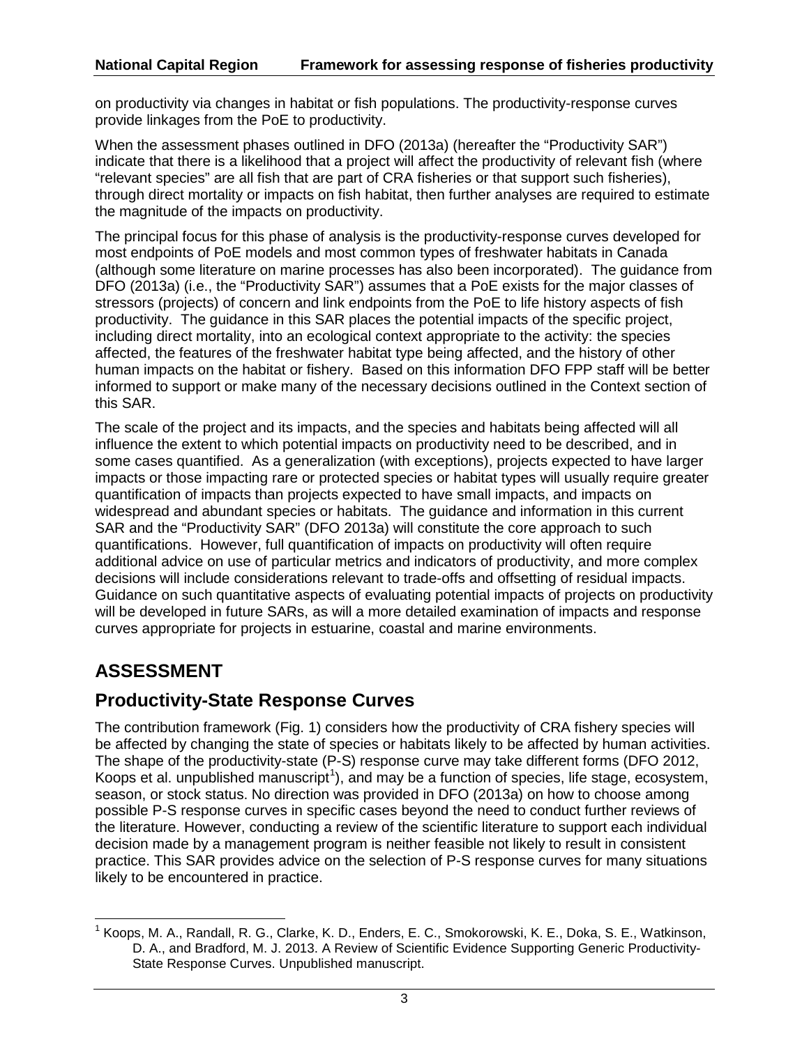on productivity via changes in habitat or fish populations. The productivity-response curves provide linkages from the PoE to productivity.

When the assessment phases outlined in DFO (2013a) (hereafter the "Productivity SAR") indicate that there is a likelihood that a project will affect the productivity of relevant fish (where "relevant species" are all fish that are part of CRA fisheries or that support such fisheries), through direct mortality or impacts on fish habitat, then further analyses are required to estimate the magnitude of the impacts on productivity.

The principal focus for this phase of analysis is the productivity-response curves developed for most endpoints of PoE models and most common types of freshwater habitats in Canada (although some literature on marine processes has also been incorporated). The guidance from DFO (2013a) (i.e., the "Productivity SAR") assumes that a PoE exists for the major classes of stressors (projects) of concern and link endpoints from the PoE to life history aspects of fish productivity. The guidance in this SAR places the potential impacts of the specific project, including direct mortality, into an ecological context appropriate to the activity: the species affected, the features of the freshwater habitat type being affected, and the history of other human impacts on the habitat or fishery. Based on this information DFO FPP staff will be better informed to support or make many of the necessary decisions outlined in the Context section of this SAR.

The scale of the project and its impacts, and the species and habitats being affected will all influence the extent to which potential impacts on productivity need to be described, and in some cases quantified. As a generalization (with exceptions), projects expected to have larger impacts or those impacting rare or protected species or habitat types will usually require greater quantification of impacts than projects expected to have small impacts, and impacts on widespread and abundant species or habitats. The guidance and information in this current SAR and the "Productivity SAR" (DFO 2013a) will constitute the core approach to such quantifications. However, full quantification of impacts on productivity will often require additional advice on use of particular metrics and indicators of productivity, and more complex decisions will include considerations relevant to trade-offs and offsetting of residual impacts. Guidance on such quantitative aspects of evaluating potential impacts of projects on productivity will be developed in future SARs, as will a more detailed examination of impacts and response curves appropriate for projects in estuarine, coastal and marine environments.

# ASSESSMENT

## Productivity-State Response Curves

The contribution framework (Fig. 1) considers how the productivity of CRA fishery species will be affected by changing the state of species or habitats likely to be affected by human activities. The shape of the productivity-state (P-S) response curve may take different forms (DFO 2012, Koops et al. unpublished manuscript[1]), and may be a function of species, life stage, ecosystem, season, or stock status. No direction was provided in DFO (2013a) on how to choose among possible P-S response curves in specific cases beyond the need to conduct further reviews of the literature. However, conducting a review of the scientific literature to support each individual decision made by a management program is neither feasible not likely to result in consistent practice. This SAR provides advice on the selection of P-S response curves for many situations likely to be encountered in practice.

[1] Koops, M. A., Randall, R. G., Clarke, K. D., Enders, E. C., Smokorowski, K. E., Doka, S. E., Watkinson, D. A., and Bradford, M. J. 2013. A Review of Scientific Evidence Supporting Generic Productivity-State Response Curves. Unpublished manuscript.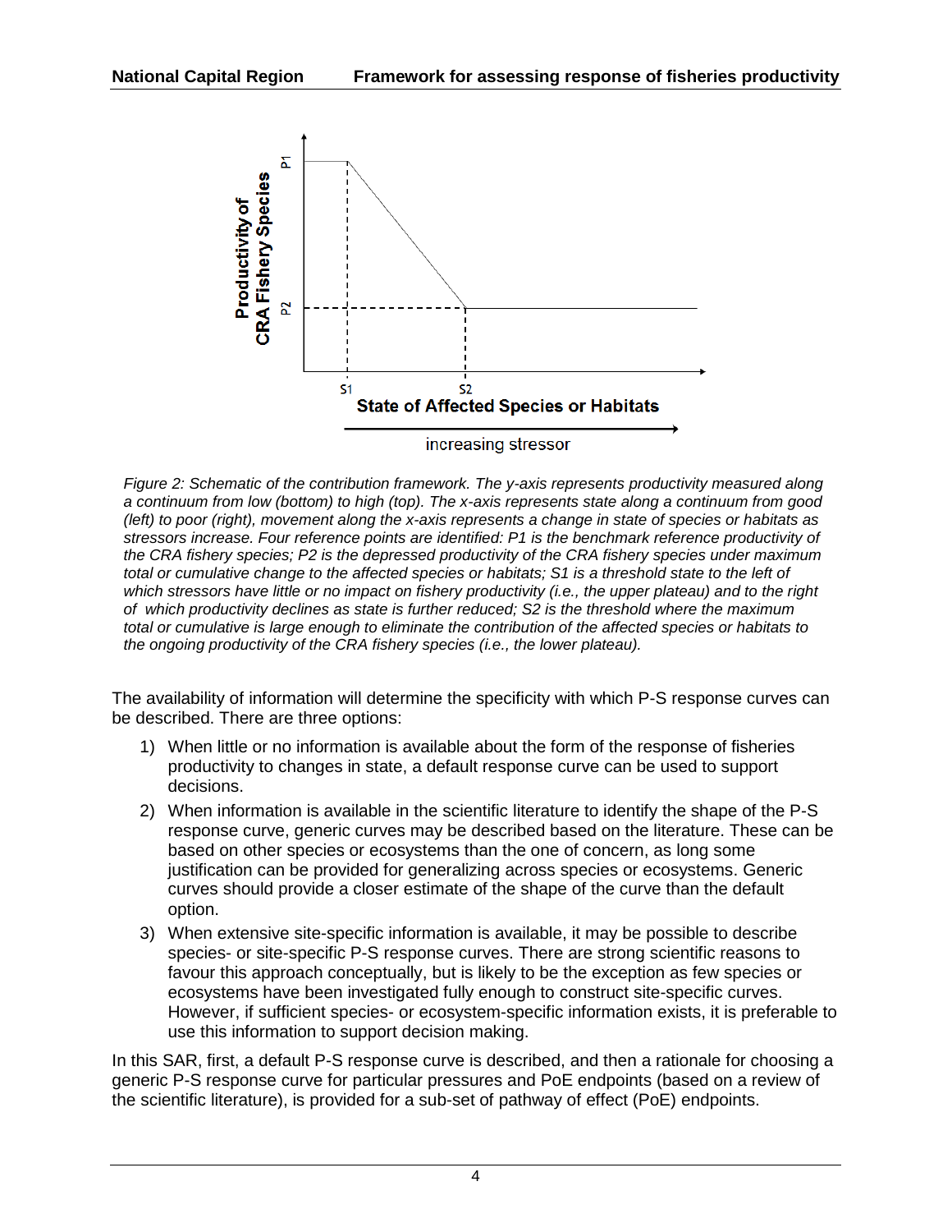*Figure 2: Schematic of the contribution framework. The y-axis represents productivity measured along a continuum from low (bottom) to high (top). The x-axis represents state along a continuum from good (left) to poor (right), movement along the x-axis represents a change in state of species or habitats as stressors increase. Four reference points are identified: P1 is the benchmark reference productivity of the CRA fishery species; P2 is the depressed productivity of the CRA fishery species under maximum total or cumulative change to the affected species or habitats; S1 is a threshold state to the left of which stressors have little or no impact on fishery productivity (i.e., the upper plateau) and to the right of which productivity declines as state is further reduced; S2 is the threshold where the maximum total or cumulative is large enough to eliminate the contribution of the affected species or habitats to the ongoing productivity of the CRA fishery species (i.e., the lower plateau).*

The availability of information will determine the specificity with which P-S response curves can be described. There are three options:

1) When little or no information is available about the form of the response of fisheries productivity to changes in state, a default response curve can be used to support decisions.
2) When information is available in the scientific literature to identify the shape of the P-S response curve, generic curves may be described based on the literature. These can be based on other species or ecosystems than the one of concern, as long some justification can be provided for generalizing across species or ecosystems. Generic curves should provide a closer estimate of the shape of the curve than the default option.
3) When extensive site-specific information is available, it may be possible to describe species- or site-specific P-S response curves. There are strong scientific reasons to favour this approach conceptually, but is likely to be the exception as few species or ecosystems have been investigated fully enough to construct site-specific curves. However, if sufficient species- or ecosystem-specific information exists, it is preferable to use this information to support decision making.

In this SAR, first, a default P-S response curve is described, and then a rationale for choosing a generic P-S response curve for particular pressures and PoE endpoints (based on a review of the scientific literature), is provided for a sub-set of pathway of effect (PoE) endpoints.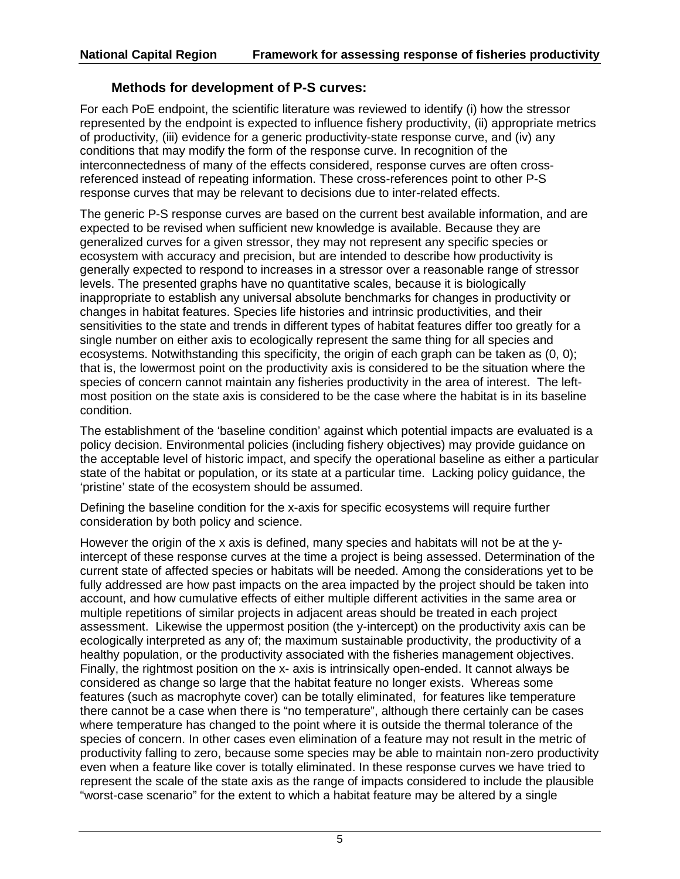### Methods for development of P-S curves:

For each PoE endpoint, the scientific literature was reviewed to identify (i) how the stressor represented by the endpoint is expected to influence fishery productivity, (ii) appropriate metrics of productivity, (iii) evidence for a generic productivity-state response curve, and (iv) any conditions that may modify the form of the response curve. In recognition of the interconnectedness of many of the effects considered, response curves are often cross-referenced instead of repeating information. These cross-references point to other P-S response curves that may be relevant to decisions due to inter-related effects.

The generic P-S response curves are based on the current best available information, and are expected to be revised when sufficient new knowledge is available. Because they are generalized curves for a given stressor, they may not represent any specific species or ecosystem with accuracy and precision, but are intended to describe how productivity is generally expected to respond to increases in a stressor over a reasonable range of stressor levels. The presented graphs have no quantitative scales, because it is biologically inappropriate to establish any universal absolute benchmarks for changes in productivity or changes in habitat features. Species life histories and intrinsic productivities, and their sensitivities to the state and trends in different types of habitat features differ too greatly for a single number on either axis to ecologically represent the same thing for all species and ecosystems. Notwithstanding this specificity, the origin of each graph can be taken as (0, 0); that is, the lowermost point on the productivity axis is considered to be the situation where the species of concern cannot maintain any fisheries productivity in the area of interest. The left-most position on the state axis is considered to be the case where the habitat is in its baseline condition.

The establishment of the 'baseline condition' against which potential impacts are evaluated is a policy decision. Environmental policies (including fishery objectives) may provide guidance on the acceptable level of historic impact, and specify the operational baseline as either a particular state of the habitat or population, or its state at a particular time. Lacking policy guidance, the 'pristine' state of the ecosystem should be assumed.

Defining the baseline condition for the x-axis for specific ecosystems will require further consideration by both policy and science.

However the origin of the x axis is defined, many species and habitats will not be at the y-intercept of these response curves at the time a project is being assessed. Determination of the current state of affected species or habitats will be needed. Among the considerations yet to be fully addressed are how past impacts on the area impacted by the project should be taken into account, and how cumulative effects of either multiple different activities in the same area or multiple repetitions of similar projects in adjacent areas should be treated in each project assessment. Likewise the uppermost position (the y-intercept) on the productivity axis can be ecologically interpreted as any of; the maximum sustainable productivity, the productivity of a healthy population, or the productivity associated with the fisheries management objectives. Finally, the rightmost position on the x- axis is intrinsically open-ended. It cannot always be considered as change so large that the habitat feature no longer exists. Whereas some features (such as macrophyte cover) can be totally eliminated, for features like temperature there cannot be a case when there is "no temperature", although there certainly can be cases where temperature has changed to the point where it is outside the thermal tolerance of the species of concern. In other cases even elimination of a feature may not result in the metric of productivity falling to zero, because some species may be able to maintain non-zero productivity even when a feature like cover is totally eliminated. In these response curves we have tried to represent the scale of the state axis as the range of impacts considered to include the plausible "worst-case scenario" for the extent to which a habitat feature may be altered by a single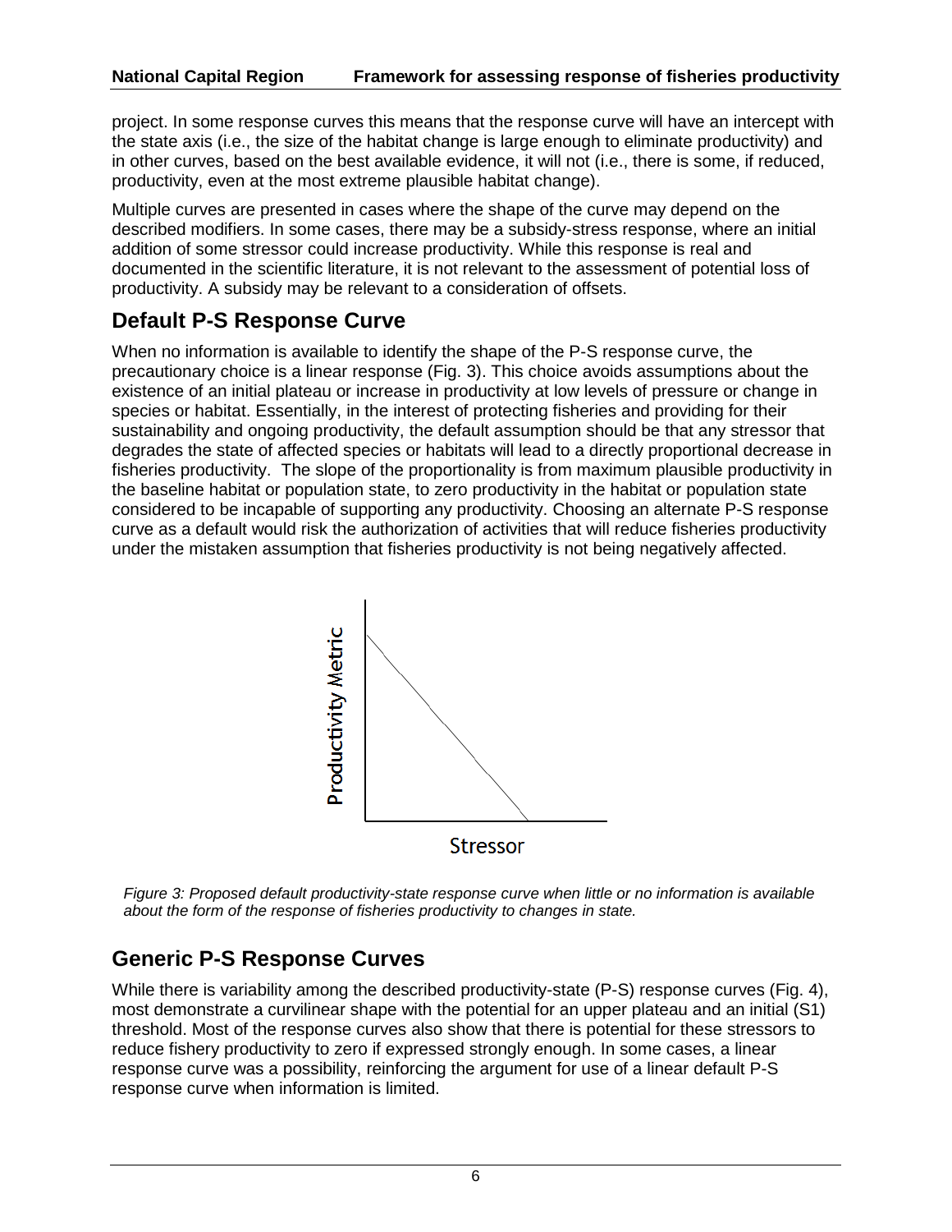project. In some response curves this means that the response curve will have an intercept with the state axis (i.e., the size of the habitat change is large enough to eliminate productivity) and in other curves, based on the best available evidence, it will not (i.e., there is some, if reduced, productivity, even at the most extreme plausible habitat change).

Multiple curves are presented in cases where the shape of the curve may depend on the described modifiers. In some cases, there may be a subsidy-stress response, where an initial addition of some stressor could increase productivity. While this response is real and documented in the scientific literature, it is not relevant to the assessment of potential loss of productivity. A subsidy may be relevant to a consideration of offsets.

## Default P-S Response Curve

When no information is available to identify the shape of the P-S response curve, the precautionary choice is a linear response (Fig. 3). This choice avoids assumptions about the existence of an initial plateau or increase in productivity at low levels of pressure or change in species or habitat. Essentially, in the interest of protecting fisheries and providing for their sustainability and ongoing productivity, the default assumption should be that any stressor that degrades the state of affected species or habitats will lead to a directly proportional decrease in fisheries productivity. The slope of the proportionality is from maximum plausible productivity in the baseline habitat or population state, to zero productivity in the habitat or population state considered to be incapable of supporting any productivity. Choosing an alternate P-S response curve as a default would risk the authorization of activities that will reduce fisheries productivity under the mistaken assumption that fisheries productivity is not being negatively affected.

*Figure 3: Proposed default productivity-state response curve when little or no information is available about the form of the response of fisheries productivity to changes in state.*

## Generic P-S Response Curves

While there is variability among the described productivity-state (P-S) response curves (Fig. 4), most demonstrate a curvilinear shape with the potential for an upper plateau and an initial (S1) threshold. Most of the response curves also show that there is potential for these stressors to reduce fishery productivity to zero if expressed strongly enough. In some cases, a linear response curve was a possibility, reinforcing the argument for use of a linear default P-S response curve when information is limited.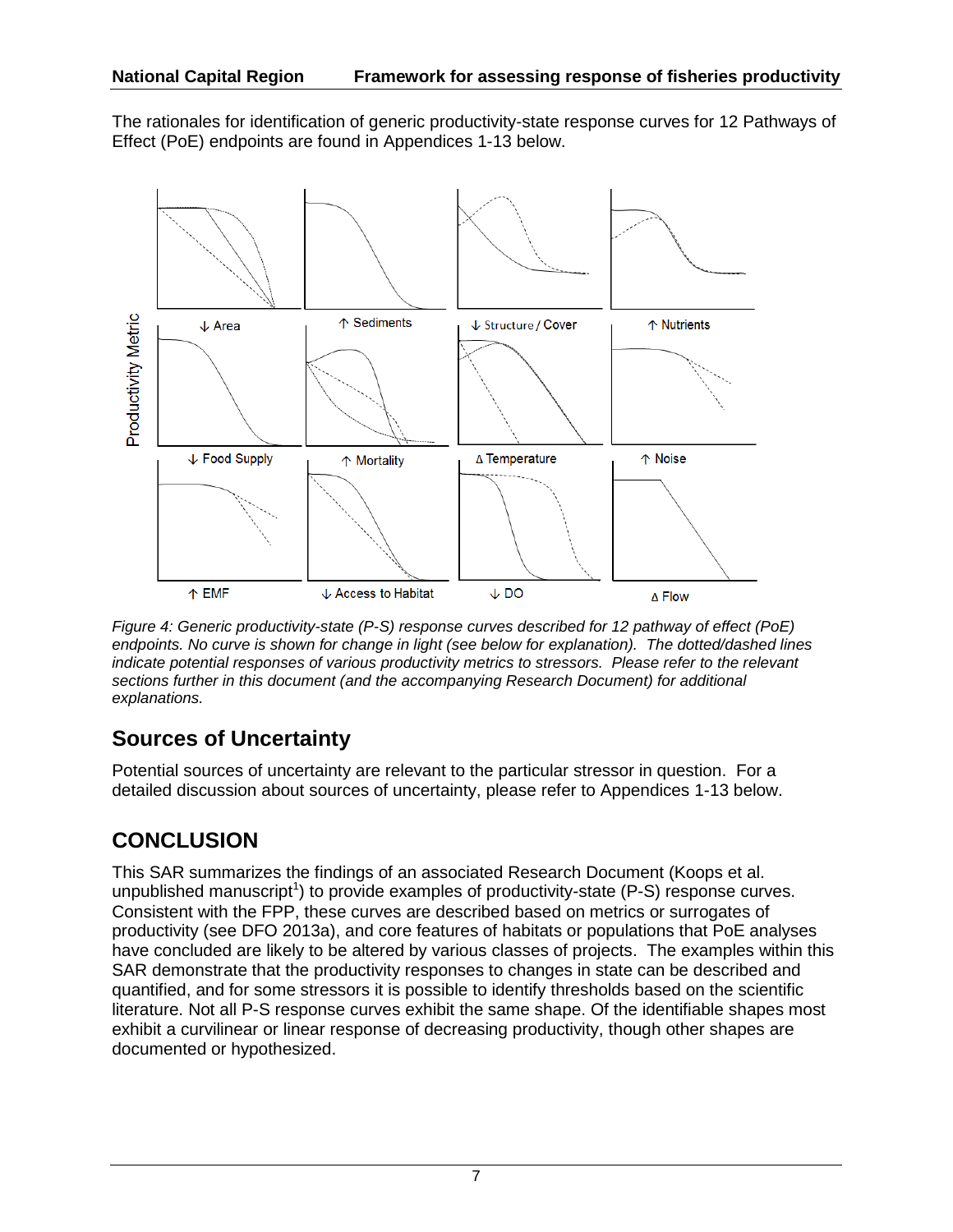The rationales for identification of generic productivity-state response curves for 12 Pathways of Effect (PoE) endpoints are found in Appendices 1-13 below.

*Figure 4: Generic productivity-state (P-S) response curves described for 12 pathway of effect (PoE) endpoints. No curve is shown for change in light (see below for explanation). The dotted/dashed lines indicate potential responses of various productivity metrics to stressors. Please refer to the relevant sections further in this document (and the accompanying Research Document) for additional explanations.*

## Sources of Uncertainty

Potential sources of uncertainty are relevant to the particular stressor in question. For a detailed discussion about sources of uncertainty, please refer to Appendices 1-13 below.

# CONCLUSION

This SAR summarizes the findings of an associated Research Document (Koops et al. unpublished manuscript[1]) to provide examples of productivity-state (P-S) response curves. Consistent with the FPP, these curves are described based on metrics or surrogates of productivity (see DFO 2013a), and core features of habitats or populations that PoE analyses have concluded are likely to be altered by various classes of projects. The examples within this SAR demonstrate that the productivity responses to changes in state can be described and quantified, and for some stressors it is possible to identify thresholds based on the scientific literature. Not all P-S response curves exhibit the same shape. Of the identifiable shapes most exhibit a curvilinear or linear response of decreasing productivity, though other shapes are documented or hypothesized.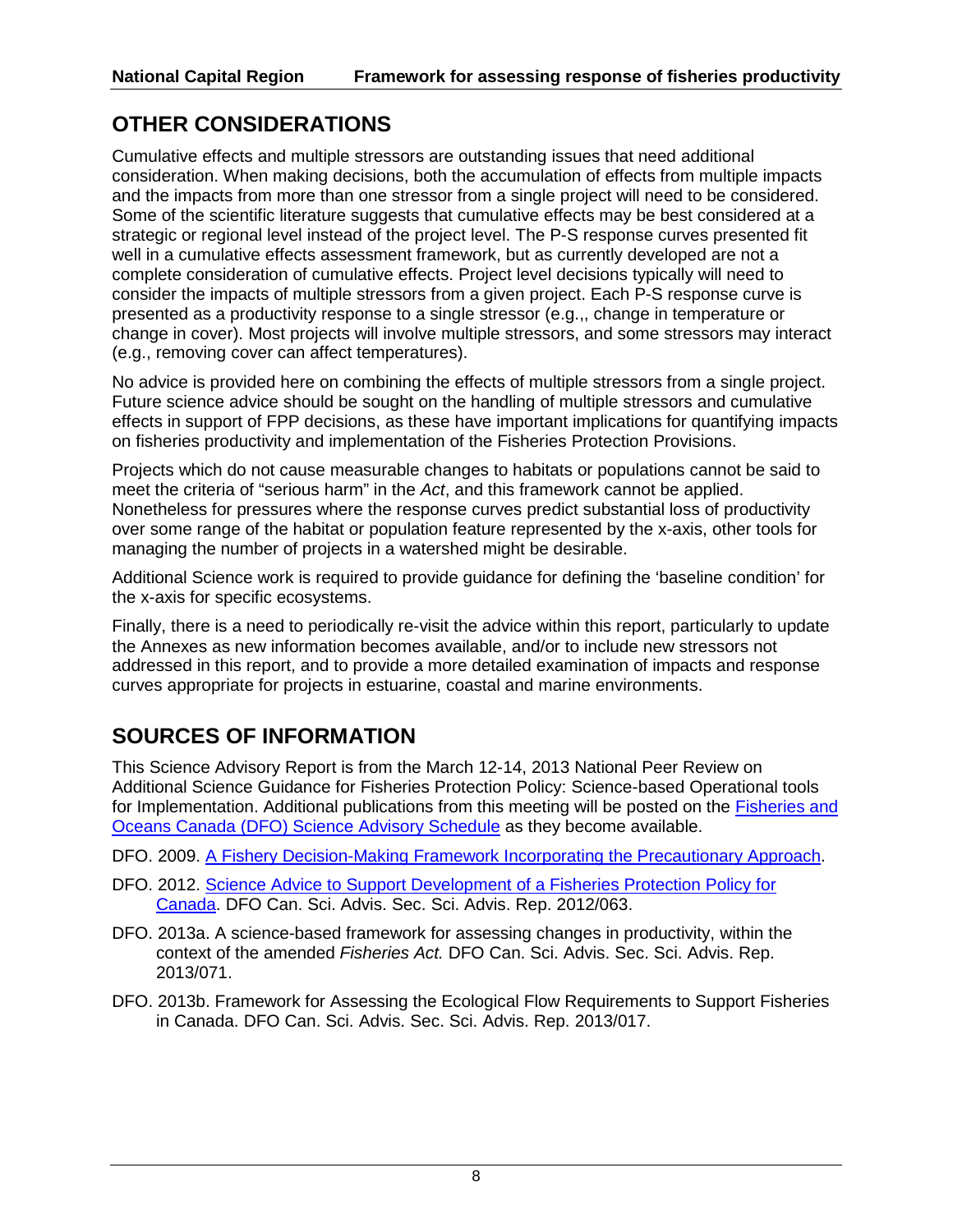## OTHER CONSIDERATIONS

Cumulative effects and multiple stressors are outstanding issues that need additional consideration. When making decisions, both the accumulation of effects from multiple impacts and the impacts from more than one stressor from a single project will need to be considered. Some of the scientific literature suggests that cumulative effects may be best considered at a strategic or regional level instead of the project level. The P-S response curves presented fit well in a cumulative effects assessment framework, but as currently developed are not a complete consideration of cumulative effects. Project level decisions typically will need to consider the impacts of multiple stressors from a given project. Each P-S response curve is presented as a productivity response to a single stressor (e.g.,, change in temperature or change in cover). Most projects will involve multiple stressors, and some stressors may interact (e.g., removing cover can affect temperatures).

No advice is provided here on combining the effects of multiple stressors from a single project. Future science advice should be sought on the handling of multiple stressors and cumulative effects in support of FPP decisions, as these have important implications for quantifying impacts on fisheries productivity and implementation of the Fisheries Protection Provisions.

Projects which do not cause measurable changes to habitats or populations cannot be said to meet the criteria of "serious harm" in the *Act*, and this framework cannot be applied. Nonetheless for pressures where the response curves predict substantial loss of productivity over some range of the habitat or population feature represented by the x-axis, other tools for managing the number of projects in a watershed might be desirable.

Additional Science work is required to provide guidance for defining the 'baseline condition' for the x-axis for specific ecosystems.

Finally, there is a need to periodically re-visit the advice within this report, particularly to update the Annexes as new information becomes available, and/or to include new stressors not addressed in this report, and to provide a more detailed examination of impacts and response curves appropriate for projects in estuarine, coastal and marine environments.

## SOURCES OF INFORMATION

This Science Advisory Report is from the March 12-14, 2013 National Peer Review on Additional Science Guidance for Fisheries Protection Policy: Science-based Operational tools for Implementation. Additional publications from this meeting will be posted on the Fisheries and Oceans Canada (DFO) Science Advisory Schedule as they become available.

DFO. 2009. A Fishery Decision-Making Framework Incorporating the Precautionary Approach.

DFO. 2012. Science Advice to Support Development of a Fisheries Protection Policy for Canada. DFO Can. Sci. Advis. Sec. Sci. Advis. Rep. 2012/063.

DFO. 2013a. A science-based framework for assessing changes in productivity, within the context of the amended *Fisheries Act.* DFO Can. Sci. Advis. Sec. Sci. Advis. Rep. 2013/071.

DFO. 2013b. Framework for Assessing the Ecological Flow Requirements to Support Fisheries in Canada. DFO Can. Sci. Advis. Sec. Sci. Advis. Rep. 2013/017.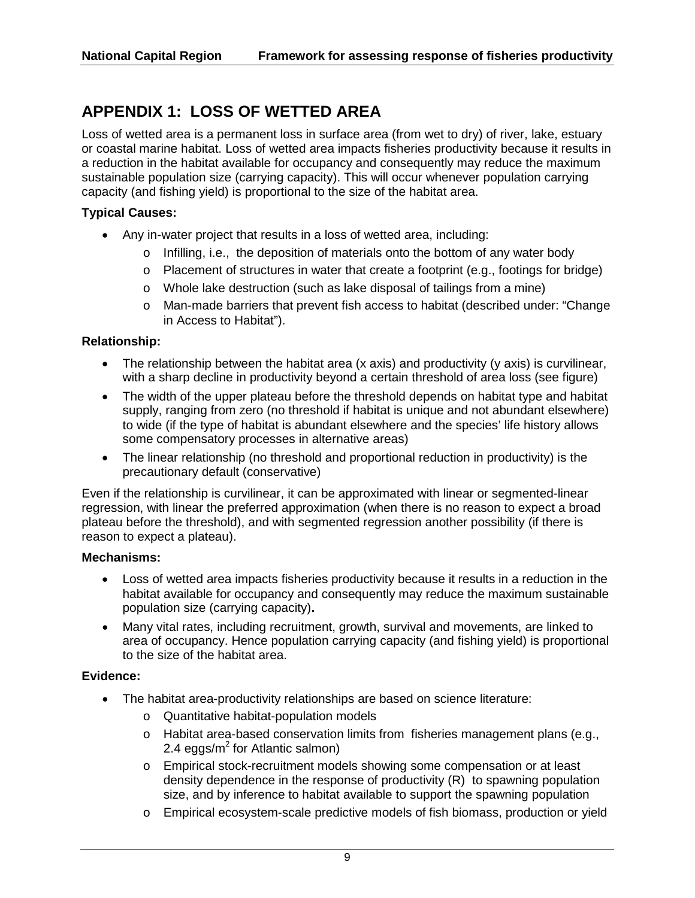## APPENDIX 1: LOSS OF WETTED AREA

Loss of wetted area is a permanent loss in surface area (from wet to dry) of river, lake, estuary or coastal marine habitat. Loss of wetted area impacts fisheries productivity because it results in a reduction in the habitat available for occupancy and consequently may reduce the maximum sustainable population size (carrying capacity). This will occur whenever population carrying capacity (and fishing yield) is proportional to the size of the habitat area.

**Typical Causes:**

- Any in-water project that results in a loss of wetted area, including:
  - Infilling, i.e., the deposition of materials onto the bottom of any water body
  - Placement of structures in water that create a footprint (e.g., footings for bridge)
  - Whole lake destruction (such as lake disposal of tailings from a mine)
  - Man-made barriers that prevent fish access to habitat (described under: "Change in Access to Habitat").

**Relationship:**

- The relationship between the habitat area (x axis) and productivity (y axis) is curvilinear, with a sharp decline in productivity beyond a certain threshold of area loss (see figure)
- The width of the upper plateau before the threshold depends on habitat type and habitat supply, ranging from zero (no threshold if habitat is unique and not abundant elsewhere) to wide (if the type of habitat is abundant elsewhere and the species' life history allows some compensatory processes in alternative areas)
- The linear relationship (no threshold and proportional reduction in productivity) is the precautionary default (conservative)

Even if the relationship is curvilinear, it can be approximated with linear or segmented-linear regression, with linear the preferred approximation (when there is no reason to expect a broad plateau before the threshold), and with segmented regression another possibility (if there is reason to expect a plateau).

**Mechanisms:**

- Loss of wetted area impacts fisheries productivity because it results in a reduction in the habitat available for occupancy and consequently may reduce the maximum sustainable population size (carrying capacity).
- Many vital rates, including recruitment, growth, survival and movements, are linked to area of occupancy. Hence population carrying capacity (and fishing yield) is proportional to the size of the habitat area.

**Evidence:**

- The habitat area-productivity relationships are based on science literature:
  - Quantitative habitat-population models
  - Habitat area-based conservation limits from fisheries management plans (e.g., 2.4 eggs/$m^2$ for Atlantic salmon)
  - Empirical stock-recruitment models showing some compensation or at least density dependence in the response of productivity (R) to spawning population size, and by inference to habitat available to support the spawning population
  - Empirical ecosystem-scale predictive models of fish biomass, production or yield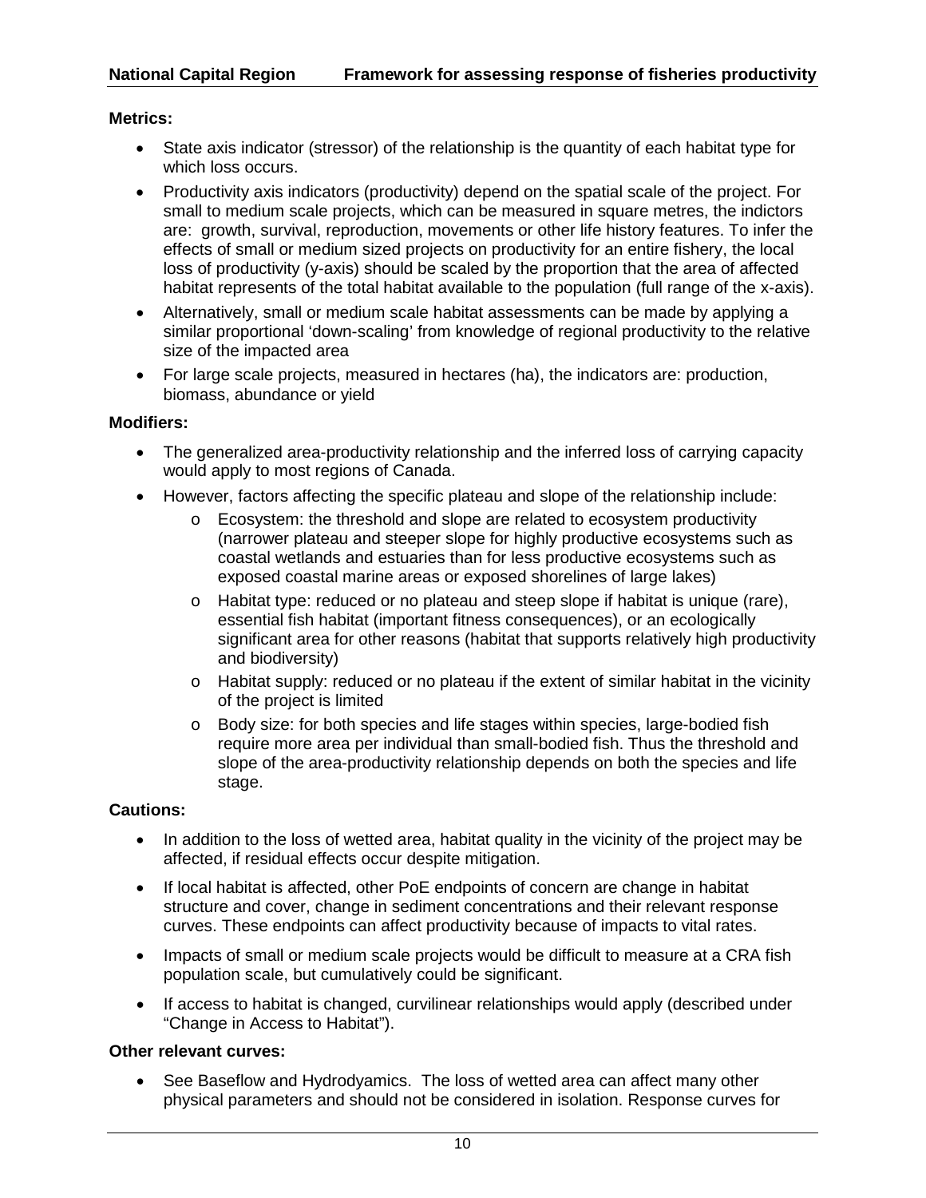**Metrics:**

- State axis indicator (stressor) of the relationship is the quantity of each habitat type for which loss occurs.
- Productivity axis indicators (productivity) depend on the spatial scale of the project. For small to medium scale projects, which can be measured in square metres, the indictors are: growth, survival, reproduction, movements or other life history features. To infer the effects of small or medium sized projects on productivity for an entire fishery, the local loss of productivity (y-axis) should be scaled by the proportion that the area of affected habitat represents of the total habitat available to the population (full range of the x-axis).
- Alternatively, small or medium scale habitat assessments can be made by applying a similar proportional 'down-scaling' from knowledge of regional productivity to the relative size of the impacted area
- For large scale projects, measured in hectares (ha), the indicators are: production, biomass, abundance or yield

**Modifiers:**

- The generalized area-productivity relationship and the inferred loss of carrying capacity would apply to most regions of Canada.
- However, factors affecting the specific plateau and slope of the relationship include:
  - Ecosystem: the threshold and slope are related to ecosystem productivity (narrower plateau and steeper slope for highly productive ecosystems such as coastal wetlands and estuaries than for less productive ecosystems such as exposed coastal marine areas or exposed shorelines of large lakes)
  - Habitat type: reduced or no plateau and steep slope if habitat is unique (rare), essential fish habitat (important fitness consequences), or an ecologically significant area for other reasons (habitat that supports relatively high productivity and biodiversity)
  - Habitat supply: reduced or no plateau if the extent of similar habitat in the vicinity of the project is limited
  - Body size: for both species and life stages within species, large-bodied fish require more area per individual than small-bodied fish. Thus the threshold and slope of the area-productivity relationship depends on both the species and life stage.

**Cautions:**

- In addition to the loss of wetted area, habitat quality in the vicinity of the project may be affected, if residual effects occur despite mitigation.
- If local habitat is affected, other PoE endpoints of concern are change in habitat structure and cover, change in sediment concentrations and their relevant response curves. These endpoints can affect productivity because of impacts to vital rates.
- Impacts of small or medium scale projects would be difficult to measure at a CRA fish population scale, but cumulatively could be significant.
- If access to habitat is changed, curvilinear relationships would apply (described under "Change in Access to Habitat").

**Other relevant curves:**

- See Baseflow and Hydrodyamics. The loss of wetted area can affect many other physical parameters and should not be considered in isolation. Response curves for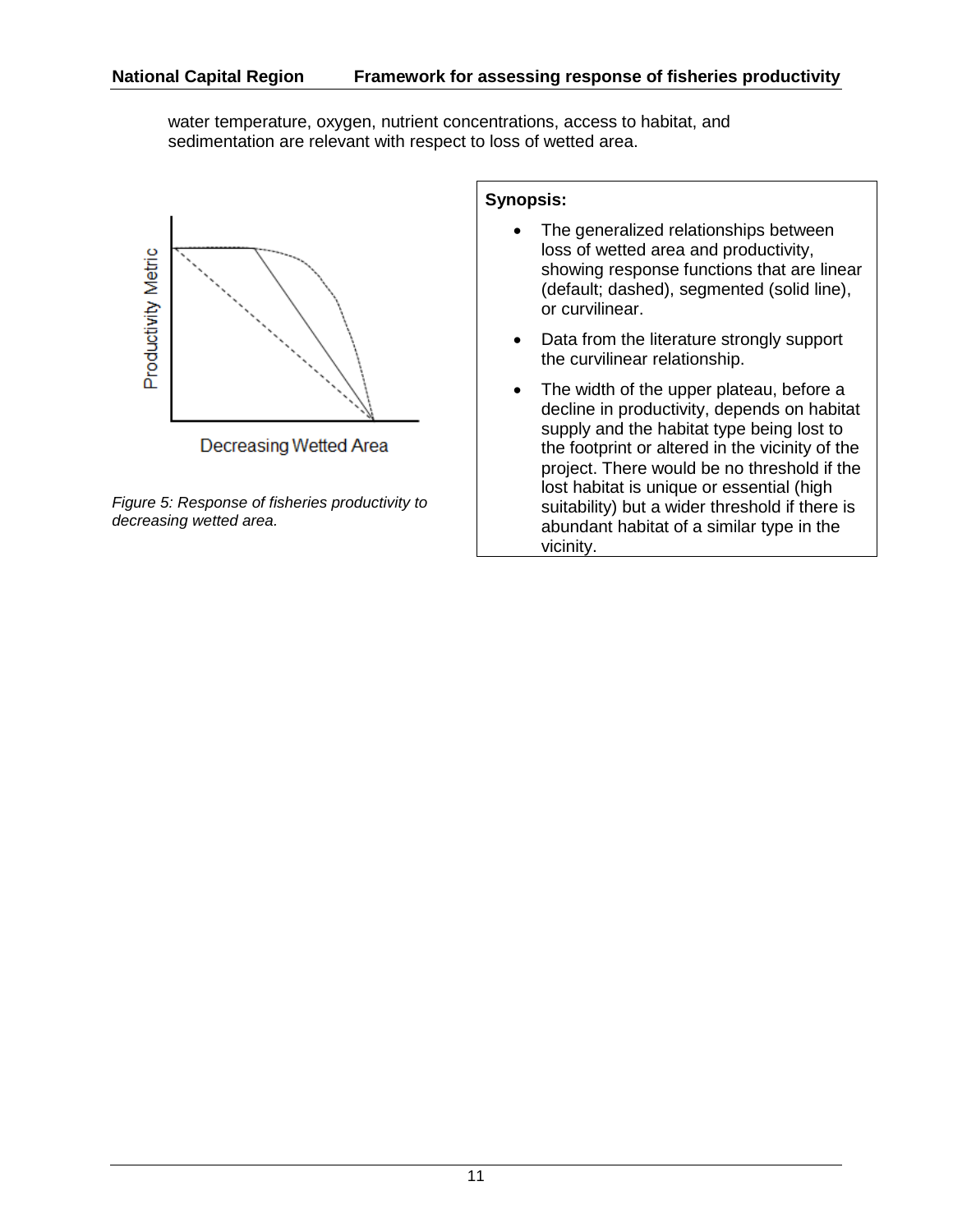water temperature, oxygen, nutrient concentrations, access to habitat, and sedimentation are relevant with respect to loss of wetted area.

*Figure 5: Response of fisheries productivity to decreasing wetted area.*

**Synopsis:**

- The generalized relationships between loss of wetted area and productivity, showing response functions that are linear (default; dashed), segmented (solid line), or curvilinear.
- Data from the literature strongly support the curvilinear relationship.
- The width of the upper plateau, before a decline in productivity, depends on habitat supply and the habitat type being lost to the footprint or altered in the vicinity of the project. There would be no threshold if the lost habitat is unique or essential (high suitability) but a wider threshold if there is abundant habitat of a similar type in the vicinity.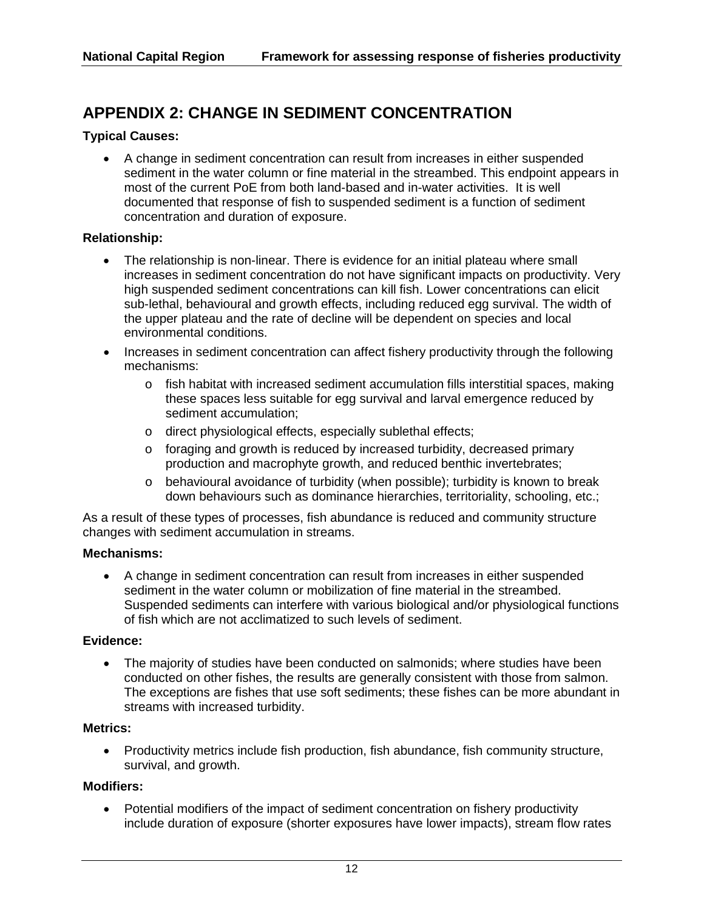## APPENDIX 2: CHANGE IN SEDIMENT CONCENTRATION

**Typical Causes:**

- A change in sediment concentration can result from increases in either suspended sediment in the water column or fine material in the streambed. This endpoint appears in most of the current PoE from both land-based and in-water activities. It is well documented that response of fish to suspended sediment is a function of sediment concentration and duration of exposure.

**Relationship:**

- The relationship is non-linear. There is evidence for an initial plateau where small increases in sediment concentration do not have significant impacts on productivity. Very high suspended sediment concentrations can kill fish. Lower concentrations can elicit sub-lethal, behavioural and growth effects, including reduced egg survival. The width of the upper plateau and the rate of decline will be dependent on species and local environmental conditions.
- Increases in sediment concentration can affect fishery productivity through the following mechanisms:
  - fish habitat with increased sediment accumulation fills interstitial spaces, making these spaces less suitable for egg survival and larval emergence reduced by sediment accumulation;
  - direct physiological effects, especially sublethal effects;
  - foraging and growth is reduced by increased turbidity, decreased primary production and macrophyte growth, and reduced benthic invertebrates;
  - behavioural avoidance of turbidity (when possible); turbidity is known to break down behaviours such as dominance hierarchies, territoriality, schooling, etc.;

As a result of these types of processes, fish abundance is reduced and community structure changes with sediment accumulation in streams.

**Mechanisms:**

- A change in sediment concentration can result from increases in either suspended sediment in the water column or mobilization of fine material in the streambed. Suspended sediments can interfere with various biological and/or physiological functions of fish which are not acclimatized to such levels of sediment.

**Evidence:**

- The majority of studies have been conducted on salmonids; where studies have been conducted on other fishes, the results are generally consistent with those from salmon. The exceptions are fishes that use soft sediments; these fishes can be more abundant in streams with increased turbidity.

**Metrics:**

- Productivity metrics include fish production, fish abundance, fish community structure, survival, and growth.

**Modifiers:**

- Potential modifiers of the impact of sediment concentration on fishery productivity include duration of exposure (shorter exposures have lower impacts), stream flow rates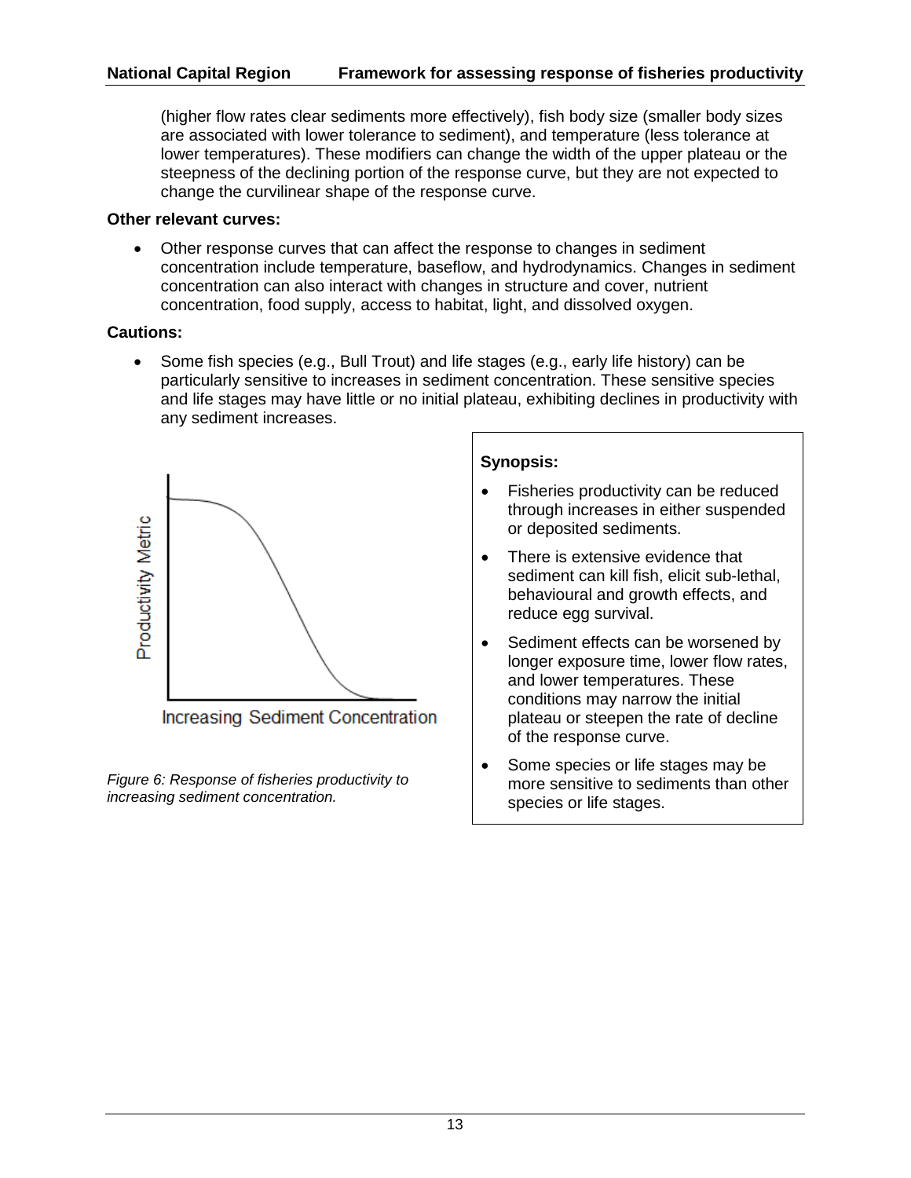(higher flow rates clear sediments more effectively), fish body size (smaller body sizes are associated with lower tolerance to sediment), and temperature (less tolerance at lower temperatures). These modifiers can change the width of the upper plateau or the steepness of the declining portion of the response curve, but they are not expected to change the curvilinear shape of the response curve.

**Other relevant curves:**

- Other response curves that can affect the response to changes in sediment concentration include temperature, baseflow, and hydrodynamics. Changes in sediment concentration can also interact with changes in structure and cover, nutrient concentration, food supply, access to habitat, light, and dissolved oxygen.

**Cautions:**

- Some fish species (e.g., Bull Trout) and life stages (e.g., early life history) can be particularly sensitive to increases in sediment concentration. These sensitive species and life stages may have little or no initial plateau, exhibiting declines in productivity with any sediment increases.

*Figure 6: Response of fisheries productivity to increasing sediment concentration.*

**Synopsis:**

- Fisheries productivity can be reduced through increases in either suspended or deposited sediments.
- There is extensive evidence that sediment can kill fish, elicit sub-lethal, behavioural and growth effects, and reduce egg survival.
- Sediment effects can be worsened by longer exposure time, lower flow rates, and lower temperatures. These conditions may narrow the initial plateau or steepen the rate of decline of the response curve.
- Some species or life stages may be more sensitive to sediments than other species or life stages.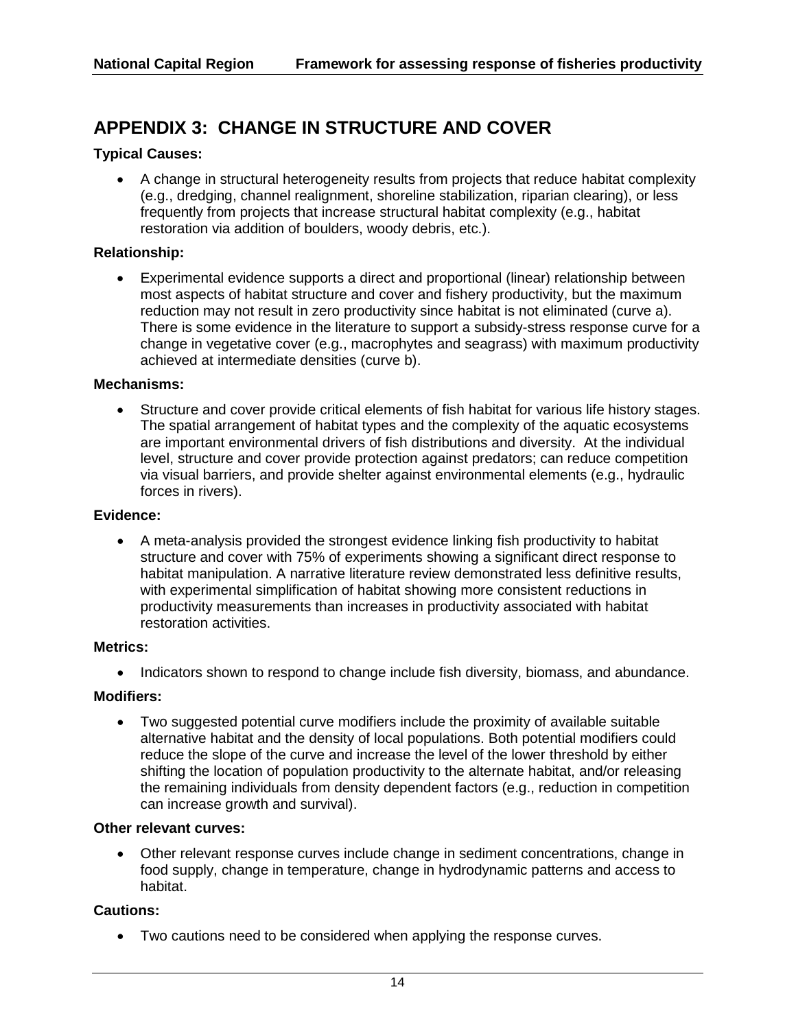## APPENDIX 3: CHANGE IN STRUCTURE AND COVER

**Typical Causes:**

- A change in structural heterogeneity results from projects that reduce habitat complexity (e.g., dredging, channel realignment, shoreline stabilization, riparian clearing), or less frequently from projects that increase structural habitat complexity (e.g., habitat restoration via addition of boulders, woody debris, etc.).

**Relationship:**

- Experimental evidence supports a direct and proportional (linear) relationship between most aspects of habitat structure and cover and fishery productivity, but the maximum reduction may not result in zero productivity since habitat is not eliminated (curve a). There is some evidence in the literature to support a subsidy-stress response curve for a change in vegetative cover (e.g., macrophytes and seagrass) with maximum productivity achieved at intermediate densities (curve b).

**Mechanisms:**

- Structure and cover provide critical elements of fish habitat for various life history stages. The spatial arrangement of habitat types and the complexity of the aquatic ecosystems are important environmental drivers of fish distributions and diversity. At the individual level, structure and cover provide protection against predators; can reduce competition via visual barriers, and provide shelter against environmental elements (e.g., hydraulic forces in rivers).

**Evidence:**

- A meta-analysis provided the strongest evidence linking fish productivity to habitat structure and cover with 75% of experiments showing a significant direct response to habitat manipulation. A narrative literature review demonstrated less definitive results, with experimental simplification of habitat showing more consistent reductions in productivity measurements than increases in productivity associated with habitat restoration activities.

**Metrics:**

- Indicators shown to respond to change include fish diversity, biomass, and abundance.

**Modifiers:**

- Two suggested potential curve modifiers include the proximity of available suitable alternative habitat and the density of local populations. Both potential modifiers could reduce the slope of the curve and increase the level of the lower threshold by either shifting the location of population productivity to the alternate habitat, and/or releasing the remaining individuals from density dependent factors (e.g., reduction in competition can increase growth and survival).

**Other relevant curves:**

- Other relevant response curves include change in sediment concentrations, change in food supply, change in temperature, change in hydrodynamic patterns and access to habitat.

**Cautions:**

- Two cautions need to be considered when applying the response curves.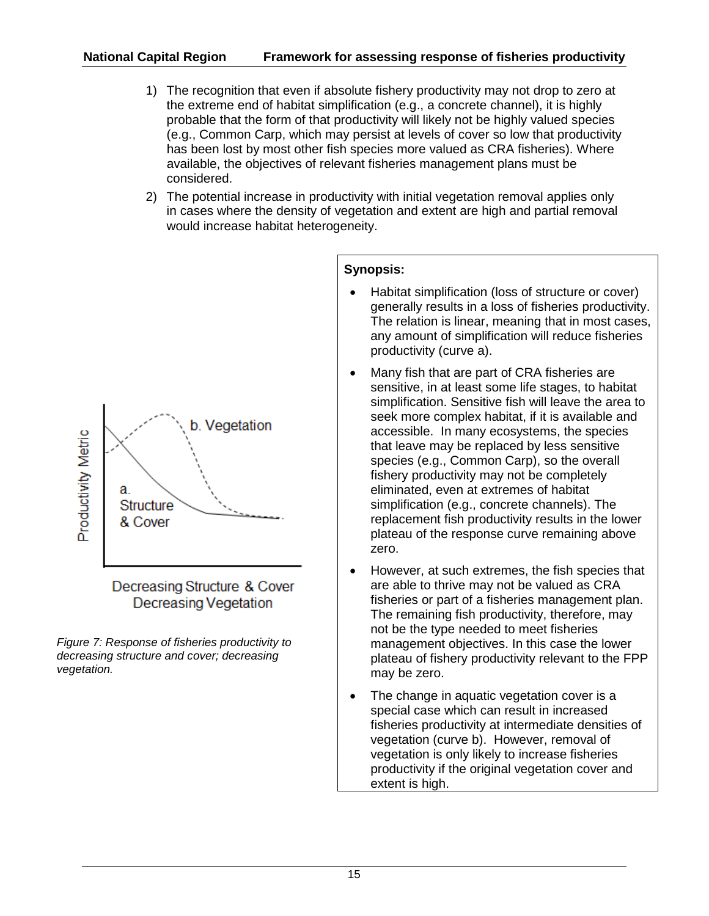1) The recognition that even if absolute fishery productivity may not drop to zero at the extreme end of habitat simplification (e.g., a concrete channel), it is highly probable that the form of that productivity will likely not be highly valued species (e.g., Common Carp, which may persist at levels of cover so low that productivity has been lost by most other fish species more valued as CRA fisheries). Where available, the objectives of relevant fisheries management plans must be considered.
2) The potential increase in productivity with initial vegetation removal applies only in cases where the density of vegetation and extent are high and partial removal would increase habitat heterogeneity.

*Figure 7: Response of fisheries productivity to decreasing structure and cover; decreasing vegetation.*

**Synopsis:**

- Habitat simplification (loss of structure or cover) generally results in a loss of fisheries productivity. The relation is linear, meaning that in most cases, any amount of simplification will reduce fisheries productivity (curve a).
- Many fish that are part of CRA fisheries are sensitive, in at least some life stages, to habitat simplification. Sensitive fish will leave the area to seek more complex habitat, if it is available and accessible. In many ecosystems, the species that leave may be replaced by less sensitive species (e.g., Common Carp), so the overall fishery productivity may not be completely eliminated, even at extremes of habitat simplification (e.g., concrete channels). The replacement fish productivity results in the lower plateau of the response curve remaining above zero.
- However, at such extremes, the fish species that are able to thrive may not be valued as CRA fisheries or part of a fisheries management plan. The remaining fish productivity, therefore, may not be the type needed to meet fisheries management objectives. In this case the lower plateau of fishery productivity relevant to the FPP may be zero.
- The change in aquatic vegetation cover is a special case which can result in increased fisheries productivity at intermediate densities of vegetation (curve b). However, removal of vegetation is only likely to increase fisheries productivity if the original vegetation cover and extent is high.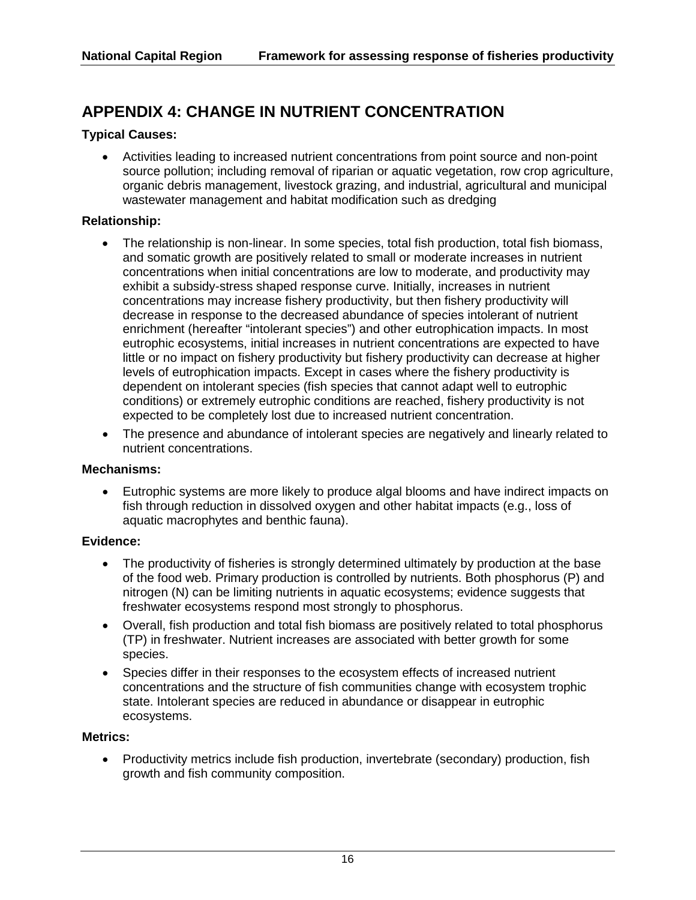# APPENDIX 4: CHANGE IN NUTRIENT CONCENTRATION

**Typical Causes:**

- Activities leading to increased nutrient concentrations from point source and non-point source pollution; including removal of riparian or aquatic vegetation, row crop agriculture, organic debris management, livestock grazing, and industrial, agricultural and municipal wastewater management and habitat modification such as dredging

**Relationship:**

- The relationship is non-linear. In some species, total fish production, total fish biomass, and somatic growth are positively related to small or moderate increases in nutrient concentrations when initial concentrations are low to moderate, and productivity may exhibit a subsidy-stress shaped response curve. Initially, increases in nutrient concentrations may increase fishery productivity, but then fishery productivity will decrease in response to the decreased abundance of species intolerant of nutrient enrichment (hereafter "intolerant species") and other eutrophication impacts. In most eutrophic ecosystems, initial increases in nutrient concentrations are expected to have little or no impact on fishery productivity but fishery productivity can decrease at higher levels of eutrophication impacts. Except in cases where the fishery productivity is dependent on intolerant species (fish species that cannot adapt well to eutrophic conditions) or extremely eutrophic conditions are reached, fishery productivity is not expected to be completely lost due to increased nutrient concentration.
- The presence and abundance of intolerant species are negatively and linearly related to nutrient concentrations.

**Mechanisms:**

- Eutrophic systems are more likely to produce algal blooms and have indirect impacts on fish through reduction in dissolved oxygen and other habitat impacts (e.g., loss of aquatic macrophytes and benthic fauna).

**Evidence:**

- The productivity of fisheries is strongly determined ultimately by production at the base of the food web. Primary production is controlled by nutrients. Both phosphorus (P) and nitrogen (N) can be limiting nutrients in aquatic ecosystems; evidence suggests that freshwater ecosystems respond most strongly to phosphorus.
- Overall, fish production and total fish biomass are positively related to total phosphorus (TP) in freshwater. Nutrient increases are associated with better growth for some species.
- Species differ in their responses to the ecosystem effects of increased nutrient concentrations and the structure of fish communities change with ecosystem trophic state. Intolerant species are reduced in abundance or disappear in eutrophic ecosystems.

**Metrics:**

- Productivity metrics include fish production, invertebrate (secondary) production, fish growth and fish community composition.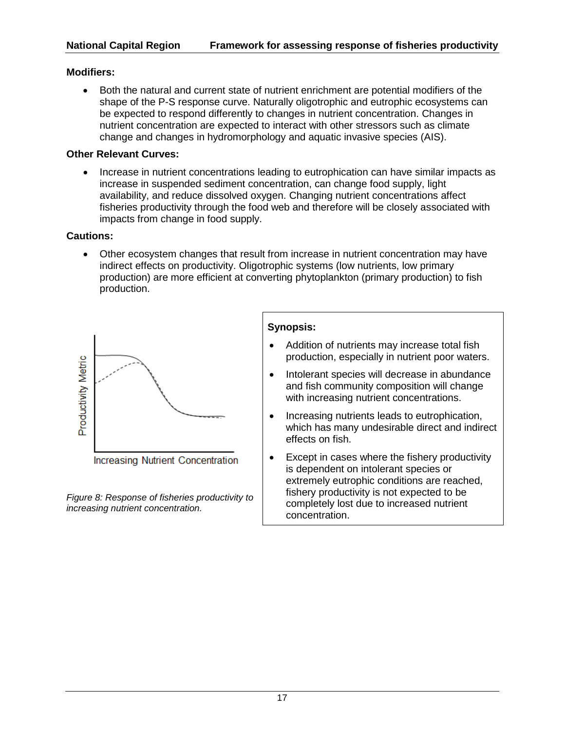**Modifiers:**

- Both the natural and current state of nutrient enrichment are potential modifiers of the shape of the P-S response curve. Naturally oligotrophic and eutrophic ecosystems can be expected to respond differently to changes in nutrient concentration. Changes in nutrient concentration are expected to interact with other stressors such as climate change and changes in hydromorphology and aquatic invasive species (AIS).

**Other Relevant Curves:**

- Increase in nutrient concentrations leading to eutrophication can have similar impacts as increase in suspended sediment concentration, can change food supply, light availability, and reduce dissolved oxygen. Changing nutrient concentrations affect fisheries productivity through the food web and therefore will be closely associated with impacts from change in food supply.

**Cautions:**

- Other ecosystem changes that result from increase in nutrient concentration may have indirect effects on productivity. Oligotrophic systems (low nutrients, low primary production) are more efficient at converting phytoplankton (primary production) to fish production.

*Figure 8: Response of fisheries productivity to increasing nutrient concentration.*

**Synopsis:**

- Addition of nutrients may increase total fish production, especially in nutrient poor waters.
- Intolerant species will decrease in abundance and fish community composition will change with increasing nutrient concentrations.
- Increasing nutrients leads to eutrophication, which has many undesirable direct and indirect effects on fish.
- Except in cases where the fishery productivity is dependent on intolerant species or extremely eutrophic conditions are reached, fishery productivity is not expected to be completely lost due to increased nutrient concentration.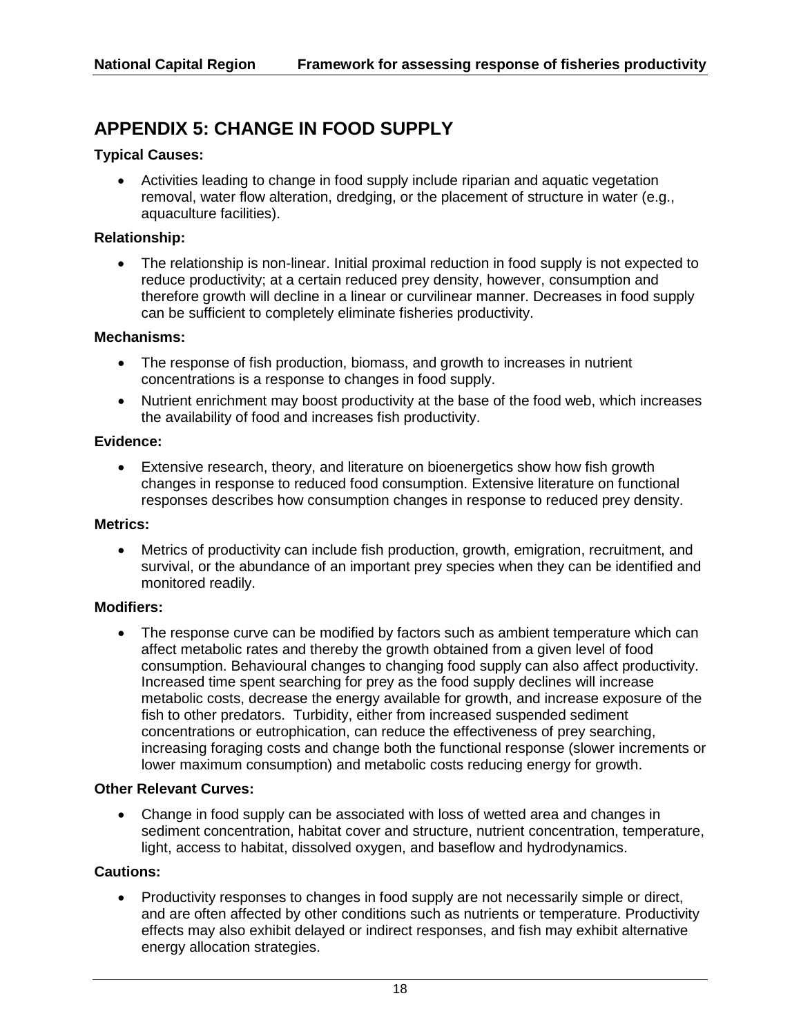## APPENDIX 5: CHANGE IN FOOD SUPPLY

**Typical Causes:**

- Activities leading to change in food supply include riparian and aquatic vegetation removal, water flow alteration, dredging, or the placement of structure in water (e.g., aquaculture facilities).

**Relationship:**

- The relationship is non-linear. Initial proximal reduction in food supply is not expected to reduce productivity; at a certain reduced prey density, however, consumption and therefore growth will decline in a linear or curvilinear manner. Decreases in food supply can be sufficient to completely eliminate fisheries productivity.

**Mechanisms:**

- The response of fish production, biomass, and growth to increases in nutrient concentrations is a response to changes in food supply.
- Nutrient enrichment may boost productivity at the base of the food web, which increases the availability of food and increases fish productivity.

**Evidence:**

- Extensive research, theory, and literature on bioenergetics show how fish growth changes in response to reduced food consumption. Extensive literature on functional responses describes how consumption changes in response to reduced prey density.

**Metrics:**

- Metrics of productivity can include fish production, growth, emigration, recruitment, and survival, or the abundance of an important prey species when they can be identified and monitored readily.

**Modifiers:**

- The response curve can be modified by factors such as ambient temperature which can affect metabolic rates and thereby the growth obtained from a given level of food consumption. Behavioural changes to changing food supply can also affect productivity. Increased time spent searching for prey as the food supply declines will increase metabolic costs, decrease the energy available for growth, and increase exposure of the fish to other predators. Turbidity, either from increased suspended sediment concentrations or eutrophication, can reduce the effectiveness of prey searching, increasing foraging costs and change both the functional response (slower increments or lower maximum consumption) and metabolic costs reducing energy for growth.

**Other Relevant Curves:**

- Change in food supply can be associated with loss of wetted area and changes in sediment concentration, habitat cover and structure, nutrient concentration, temperature, light, access to habitat, dissolved oxygen, and baseflow and hydrodynamics.

**Cautions:**

- Productivity responses to changes in food supply are not necessarily simple or direct, and are often affected by other conditions such as nutrients or temperature. Productivity effects may also exhibit delayed or indirect responses, and fish may exhibit alternative energy allocation strategies.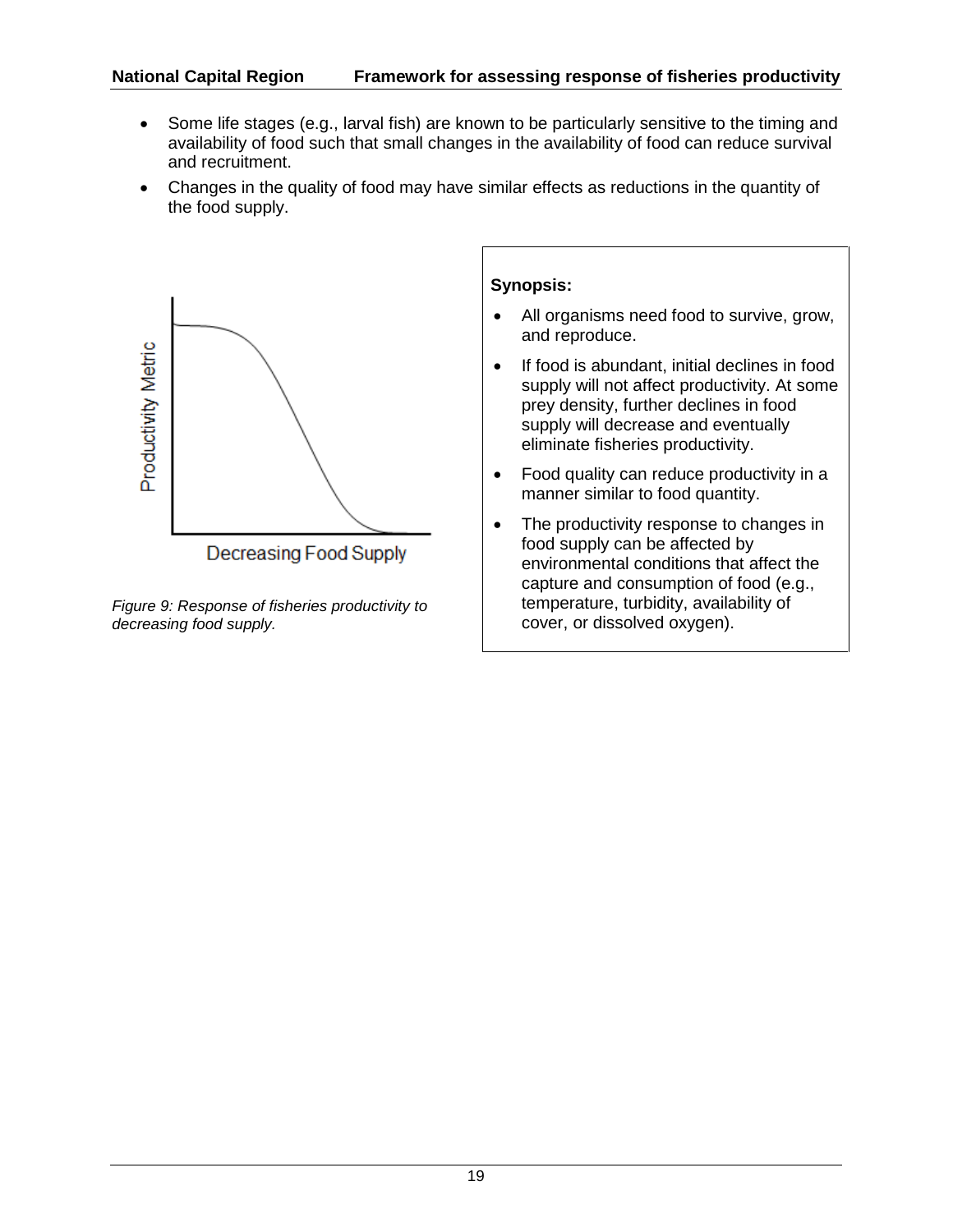- Some life stages (e.g., larval fish) are known to be particularly sensitive to the timing and availability of food such that small changes in the availability of food can reduce survival and recruitment.
- Changes in the quality of food may have similar effects as reductions in the quantity of the food supply.

*Figure 9: Response of fisheries productivity to decreasing food supply.*

**Synopsis:**

- All organisms need food to survive, grow, and reproduce.
- If food is abundant, initial declines in food supply will not affect productivity. At some prey density, further declines in food supply will decrease and eventually eliminate fisheries productivity.
- Food quality can reduce productivity in a manner similar to food quantity.
- The productivity response to changes in food supply can be affected by environmental conditions that affect the capture and consumption of food (e.g., temperature, turbidity, availability of cover, or dissolved oxygen).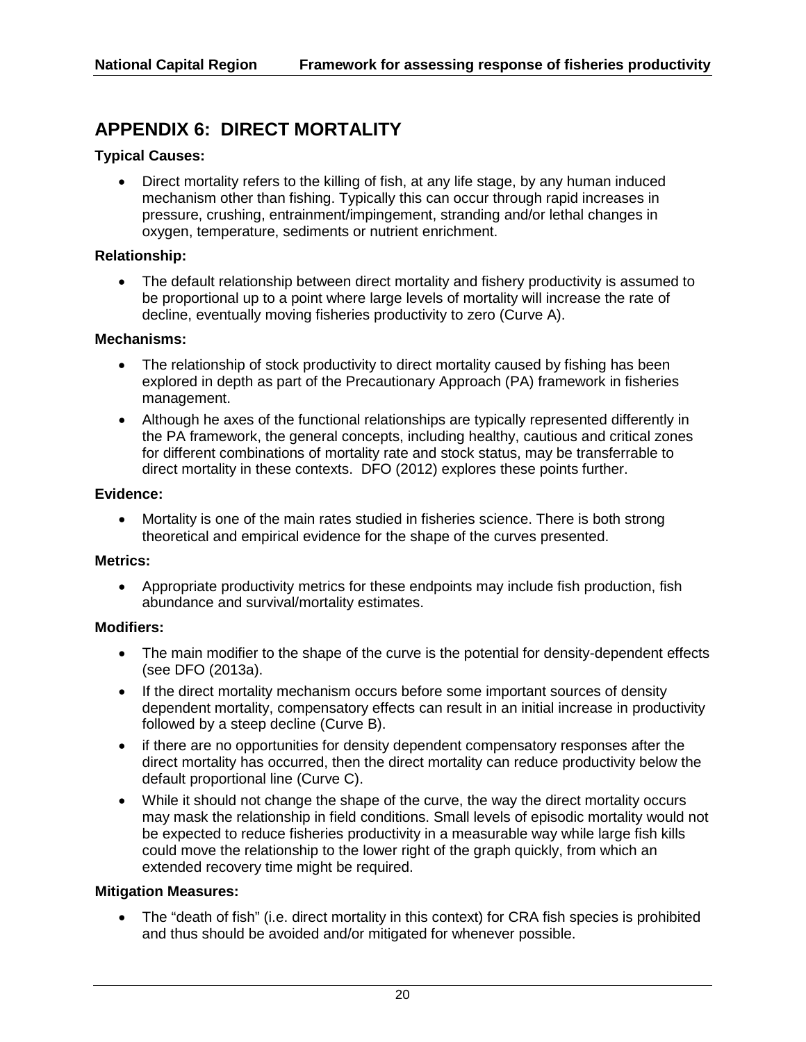# APPENDIX 6: DIRECT MORTALITY

**Typical Causes:**

- Direct mortality refers to the killing of fish, at any life stage, by any human induced mechanism other than fishing. Typically this can occur through rapid increases in pressure, crushing, entrainment/impingement, stranding and/or lethal changes in oxygen, temperature, sediments or nutrient enrichment.

**Relationship:**

- The default relationship between direct mortality and fishery productivity is assumed to be proportional up to a point where large levels of mortality will increase the rate of decline, eventually moving fisheries productivity to zero (Curve A).

**Mechanisms:**

- The relationship of stock productivity to direct mortality caused by fishing has been explored in depth as part of the Precautionary Approach (PA) framework in fisheries management.
- Although he axes of the functional relationships are typically represented differently in the PA framework, the general concepts, including healthy, cautious and critical zones for different combinations of mortality rate and stock status, may be transferrable to direct mortality in these contexts. DFO (2012) explores these points further.

**Evidence:**

- Mortality is one of the main rates studied in fisheries science. There is both strong theoretical and empirical evidence for the shape of the curves presented.

**Metrics:**

- Appropriate productivity metrics for these endpoints may include fish production, fish abundance and survival/mortality estimates.

**Modifiers:**

- The main modifier to the shape of the curve is the potential for density-dependent effects (see DFO (2013a).
- If the direct mortality mechanism occurs before some important sources of density dependent mortality, compensatory effects can result in an initial increase in productivity followed by a steep decline (Curve B).
- if there are no opportunities for density dependent compensatory responses after the direct mortality has occurred, then the direct mortality can reduce productivity below the default proportional line (Curve C).
- While it should not change the shape of the curve, the way the direct mortality occurs may mask the relationship in field conditions. Small levels of episodic mortality would not be expected to reduce fisheries productivity in a measurable way while large fish kills could move the relationship to the lower right of the graph quickly, from which an extended recovery time might be required.

**Mitigation Measures:**

- The "death of fish" (i.e. direct mortality in this context) for CRA fish species is prohibited and thus should be avoided and/or mitigated for whenever possible.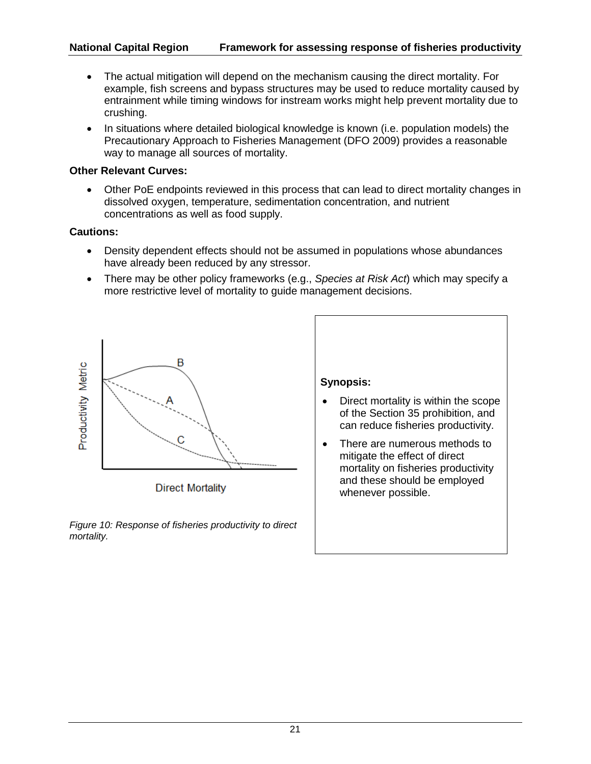- The actual mitigation will depend on the mechanism causing the direct mortality. For example, fish screens and bypass structures may be used to reduce mortality caused by entrainment while timing windows for instream works might help prevent mortality due to crushing.
- In situations where detailed biological knowledge is known (i.e. population models) the Precautionary Approach to Fisheries Management (DFO 2009) provides a reasonable way to manage all sources of mortality.

**Other Relevant Curves:**

- Other PoE endpoints reviewed in this process that can lead to direct mortality changes in dissolved oxygen, temperature, sedimentation concentration, and nutrient concentrations as well as food supply.

**Cautions:**

- Density dependent effects should not be assumed in populations whose abundances have already been reduced by any stressor.
- There may be other policy frameworks (e.g., *Species at Risk Act*) which may specify a more restrictive level of mortality to guide management decisions.

*Figure 10: Response of fisheries productivity to direct mortality.*

**Synopsis:**

- Direct mortality is within the scope of the Section 35 prohibition, and can reduce fisheries productivity.
- There are numerous methods to mitigate the effect of direct mortality on fisheries productivity and these should be employed whenever possible.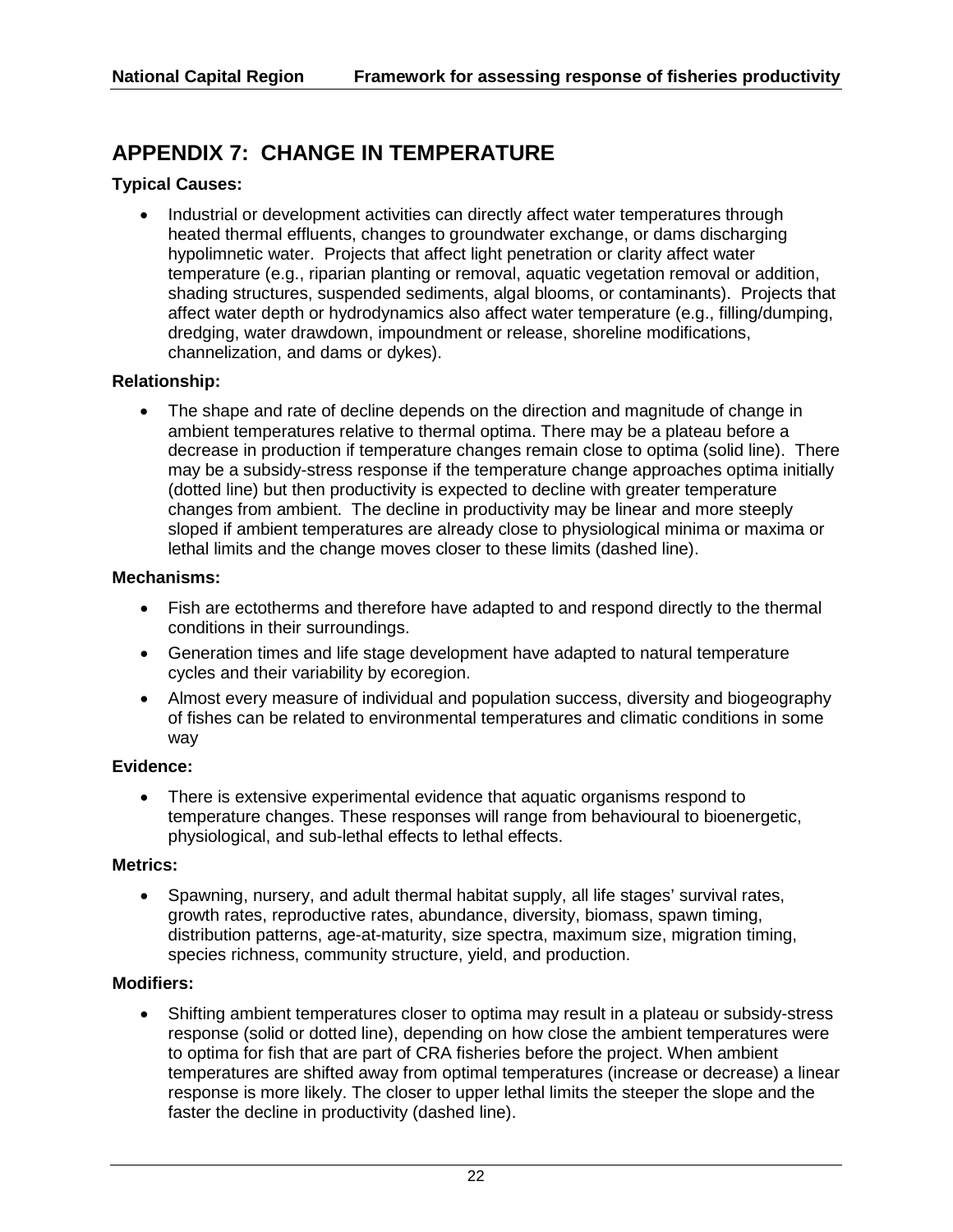# APPENDIX 7: CHANGE IN TEMPERATURE

**Typical Causes:**

- Industrial or development activities can directly affect water temperatures through heated thermal effluents, changes to groundwater exchange, or dams discharging hypolimnetic water. Projects that affect light penetration or clarity affect water temperature (e.g., riparian planting or removal, aquatic vegetation removal or addition, shading structures, suspended sediments, algal blooms, or contaminants). Projects that affect water depth or hydrodynamics also affect water temperature (e.g., filling/dumping, dredging, water drawdown, impoundment or release, shoreline modifications, channelization, and dams or dykes).

**Relationship:**

- The shape and rate of decline depends on the direction and magnitude of change in ambient temperatures relative to thermal optima. There may be a plateau before a decrease in production if temperature changes remain close to optima (solid line). There may be a subsidy-stress response if the temperature change approaches optima initially (dotted line) but then productivity is expected to decline with greater temperature changes from ambient. The decline in productivity may be linear and more steeply sloped if ambient temperatures are already close to physiological minima or maxima or lethal limits and the change moves closer to these limits (dashed line).

**Mechanisms:**

- Fish are ectotherms and therefore have adapted to and respond directly to the thermal conditions in their surroundings.
- Generation times and life stage development have adapted to natural temperature cycles and their variability by ecoregion.
- Almost every measure of individual and population success, diversity and biogeography of fishes can be related to environmental temperatures and climatic conditions in some way

**Evidence:**

- There is extensive experimental evidence that aquatic organisms respond to temperature changes. These responses will range from behavioural to bioenergetic, physiological, and sub-lethal effects to lethal effects.

**Metrics:**

- Spawning, nursery, and adult thermal habitat supply, all life stages' survival rates, growth rates, reproductive rates, abundance, diversity, biomass, spawn timing, distribution patterns, age-at-maturity, size spectra, maximum size, migration timing, species richness, community structure, yield, and production.

**Modifiers:**

- Shifting ambient temperatures closer to optima may result in a plateau or subsidy-stress response (solid or dotted line), depending on how close the ambient temperatures were to optima for fish that are part of CRA fisheries before the project. When ambient temperatures are shifted away from optimal temperatures (increase or decrease) a linear response is more likely. The closer to upper lethal limits the steeper the slope and the faster the decline in productivity (dashed line).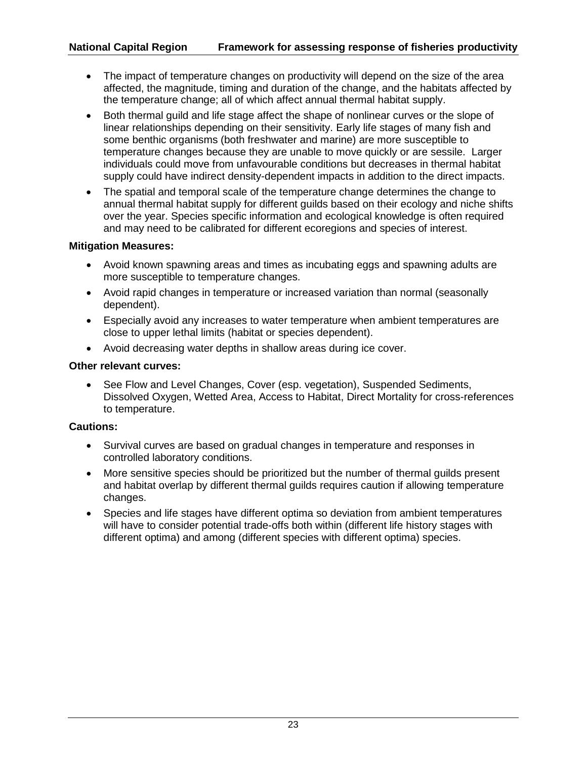- The impact of temperature changes on productivity will depend on the size of the area affected, the magnitude, timing and duration of the change, and the habitats affected by the temperature change; all of which affect annual thermal habitat supply.
- Both thermal guild and life stage affect the shape of nonlinear curves or the slope of linear relationships depending on their sensitivity. Early life stages of many fish and some benthic organisms (both freshwater and marine) are more susceptible to temperature changes because they are unable to move quickly or are sessile. Larger individuals could move from unfavourable conditions but decreases in thermal habitat supply could have indirect density-dependent impacts in addition to the direct impacts.
- The spatial and temporal scale of the temperature change determines the change to annual thermal habitat supply for different guilds based on their ecology and niche shifts over the year. Species specific information and ecological knowledge is often required and may need to be calibrated for different ecoregions and species of interest.

**Mitigation Measures:**

- Avoid known spawning areas and times as incubating eggs and spawning adults are more susceptible to temperature changes.
- Avoid rapid changes in temperature or increased variation than normal (seasonally dependent).
- Especially avoid any increases to water temperature when ambient temperatures are close to upper lethal limits (habitat or species dependent).
- Avoid decreasing water depths in shallow areas during ice cover.

**Other relevant curves:**

- See Flow and Level Changes, Cover (esp. vegetation), Suspended Sediments, Dissolved Oxygen, Wetted Area, Access to Habitat, Direct Mortality for cross-references to temperature.

**Cautions:**

- Survival curves are based on gradual changes in temperature and responses in controlled laboratory conditions.
- More sensitive species should be prioritized but the number of thermal guilds present and habitat overlap by different thermal guilds requires caution if allowing temperature changes.
- Species and life stages have different optima so deviation from ambient temperatures will have to consider potential trade-offs both within (different life history stages with different optima) and among (different species with different optima) species.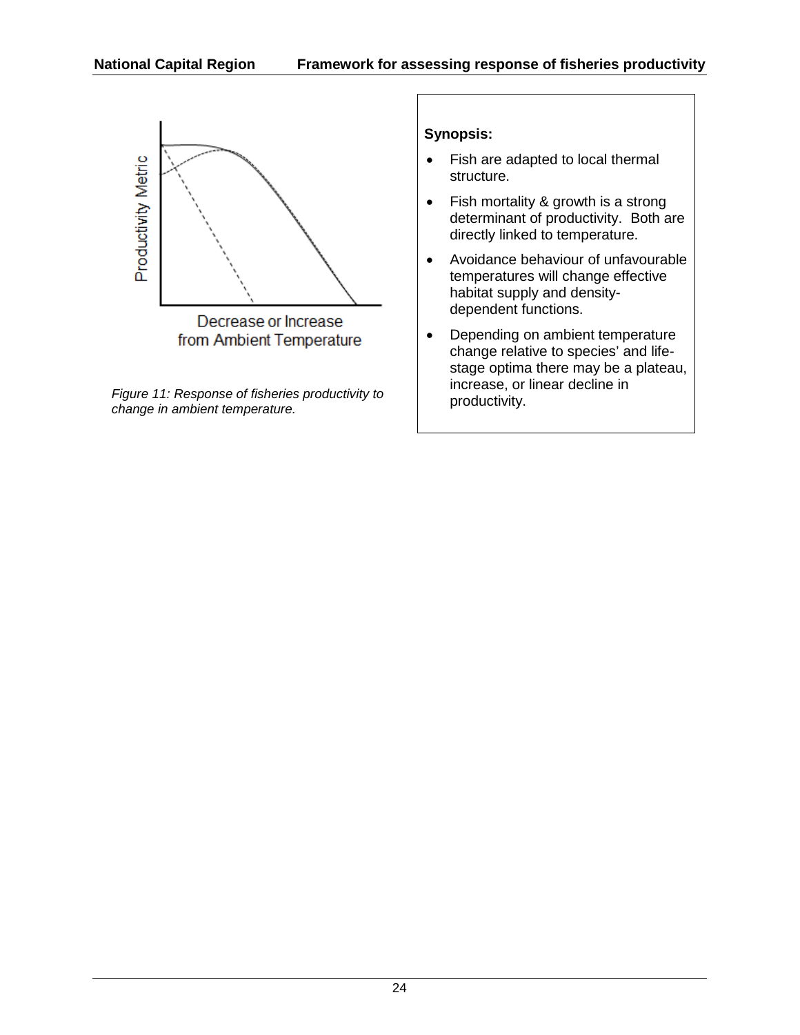Productivity Metric

Decrease or Increase from Ambient Temperature

*Figure 11: Response of fisheries productivity to change in ambient temperature.*

**Synopsis:**

- Fish are adapted to local thermal structure.
- Fish mortality & growth is a strong determinant of productivity. Both are directly linked to temperature.
- Avoidance behaviour of unfavourable temperatures will change effective habitat supply and density-dependent functions.
- Depending on ambient temperature change relative to species' and life-stage optima there may be a plateau, increase, or linear decline in productivity.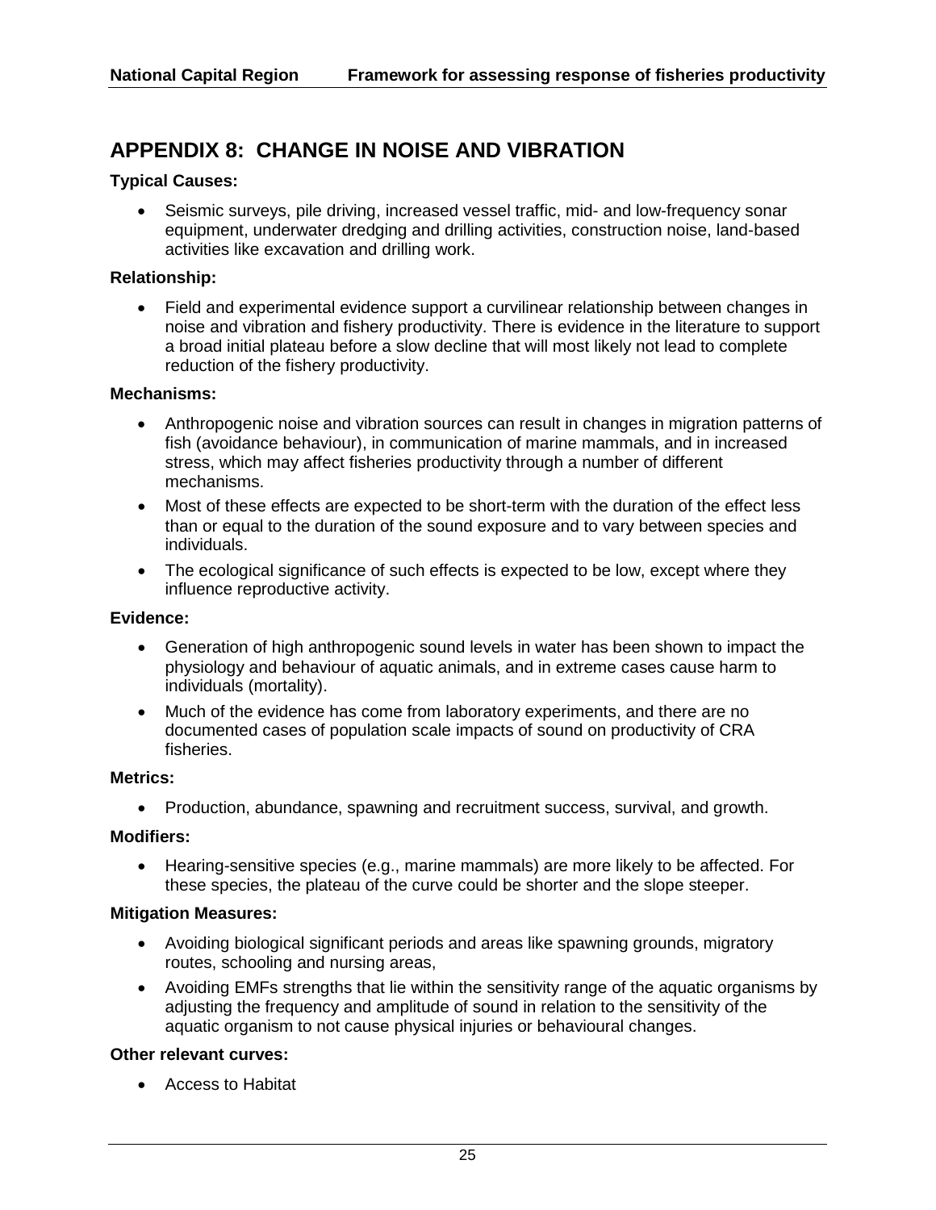## APPENDIX 8: CHANGE IN NOISE AND VIBRATION

**Typical Causes:**

- Seismic surveys, pile driving, increased vessel traffic, mid- and low-frequency sonar equipment, underwater dredging and drilling activities, construction noise, land-based activities like excavation and drilling work.

**Relationship:**

- Field and experimental evidence support a curvilinear relationship between changes in noise and vibration and fishery productivity. There is evidence in the literature to support a broad initial plateau before a slow decline that will most likely not lead to complete reduction of the fishery productivity.

**Mechanisms:**

- Anthropogenic noise and vibration sources can result in changes in migration patterns of fish (avoidance behaviour), in communication of marine mammals, and in increased stress, which may affect fisheries productivity through a number of different mechanisms.
- Most of these effects are expected to be short-term with the duration of the effect less than or equal to the duration of the sound exposure and to vary between species and individuals.
- The ecological significance of such effects is expected to be low, except where they influence reproductive activity.

**Evidence:**

- Generation of high anthropogenic sound levels in water has been shown to impact the physiology and behaviour of aquatic animals, and in extreme cases cause harm to individuals (mortality).
- Much of the evidence has come from laboratory experiments, and there are no documented cases of population scale impacts of sound on productivity of CRA fisheries.

**Metrics:**

- Production, abundance, spawning and recruitment success, survival, and growth.

**Modifiers:**

- Hearing-sensitive species (e.g., marine mammals) are more likely to be affected. For these species, the plateau of the curve could be shorter and the slope steeper.

**Mitigation Measures:**

- Avoiding biological significant periods and areas like spawning grounds, migratory routes, schooling and nursing areas,
- Avoiding EMFs strengths that lie within the sensitivity range of the aquatic organisms by adjusting the frequency and amplitude of sound in relation to the sensitivity of the aquatic organism to not cause physical injuries or behavioural changes.

**Other relevant curves:**

- Access to Habitat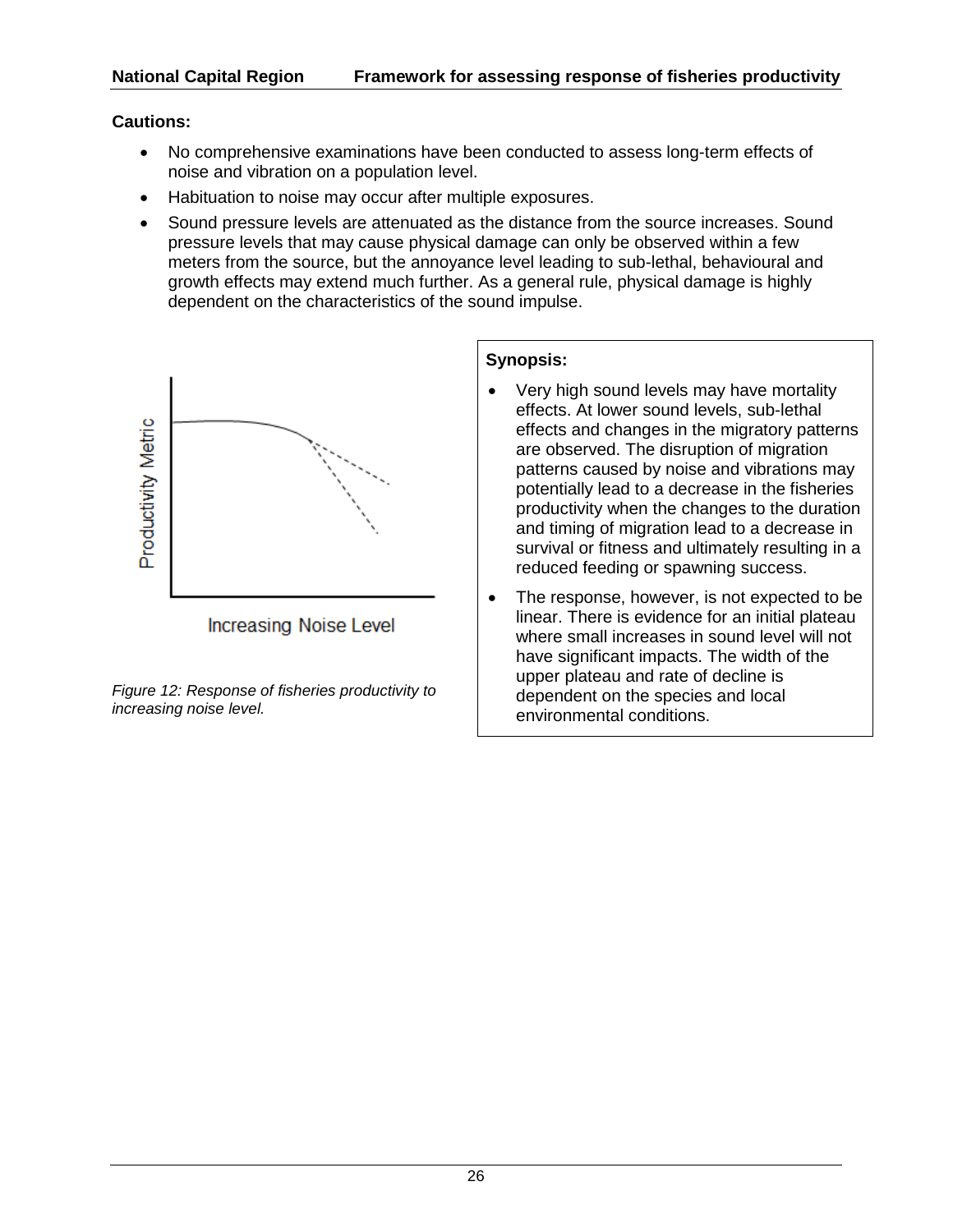**Cautions:**

- No comprehensive examinations have been conducted to assess long-term effects of noise and vibration on a population level.
- Habituation to noise may occur after multiple exposures.
- Sound pressure levels are attenuated as the distance from the source increases. Sound pressure levels that may cause physical damage can only be observed within a few meters from the source, but the annoyance level leading to sub-lethal, behavioural and growth effects may extend much further. As a general rule, physical damage is highly dependent on the characteristics of the sound impulse.

*Figure 12: Response of fisheries productivity to increasing noise level.*

**Synopsis:**

- Very high sound levels may have mortality effects. At lower sound levels, sub-lethal effects and changes in the migratory patterns are observed. The disruption of migration patterns caused by noise and vibrations may potentially lead to a decrease in the fisheries productivity when the changes to the duration and timing of migration lead to a decrease in survival or fitness and ultimately resulting in a reduced feeding or spawning success.
- The response, however, is not expected to be linear. There is evidence for an initial plateau where small increases in sound level will not have significant impacts. The width of the upper plateau and rate of decline is dependent on the species and local environmental conditions.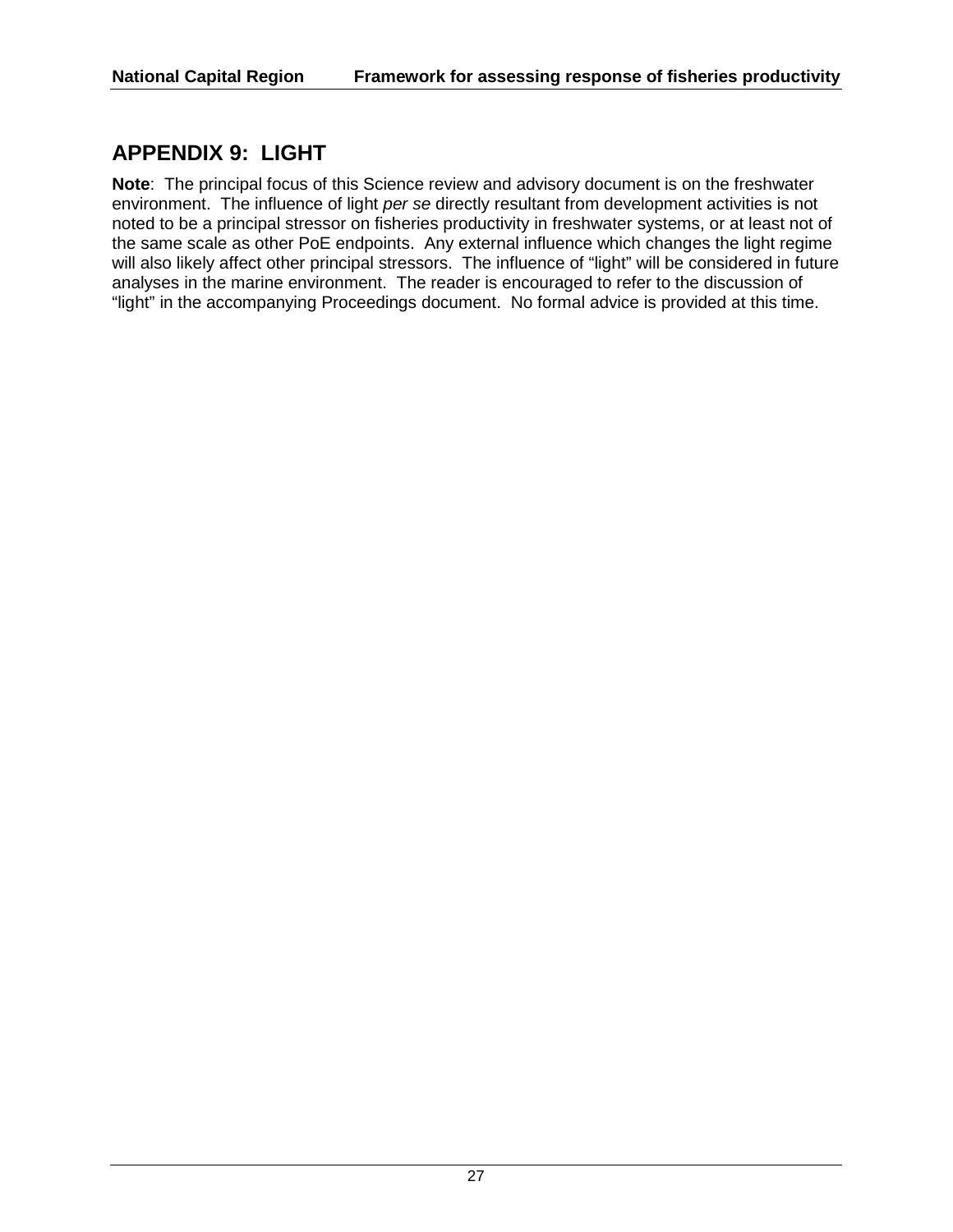# APPENDIX 9: LIGHT

**Note**: The principal focus of this Science review and advisory document is on the freshwater environment. The influence of light *per se* directly resultant from development activities is not noted to be a principal stressor on fisheries productivity in freshwater systems, or at least not of the same scale as other PoE endpoints. Any external influence which changes the light regime will also likely affect other principal stressors. The influence of "light" will be considered in future analyses in the marine environment. The reader is encouraged to refer to the discussion of "light" in the accompanying Proceedings document. No formal advice is provided at this time.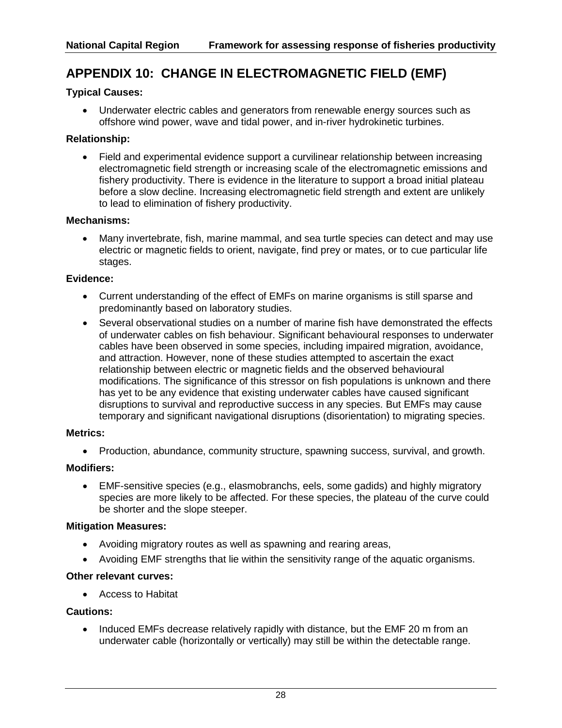## APPENDIX 10: CHANGE IN ELECTROMAGNETIC FIELD (EMF)

**Typical Causes:**

- Underwater electric cables and generators from renewable energy sources such as offshore wind power, wave and tidal power, and in-river hydrokinetic turbines.

**Relationship:**

- Field and experimental evidence support a curvilinear relationship between increasing electromagnetic field strength or increasing scale of the electromagnetic emissions and fishery productivity. There is evidence in the literature to support a broad initial plateau before a slow decline. Increasing electromagnetic field strength and extent are unlikely to lead to elimination of fishery productivity.

**Mechanisms:**

- Many invertebrate, fish, marine mammal, and sea turtle species can detect and may use electric or magnetic fields to orient, navigate, find prey or mates, or to cue particular life stages.

**Evidence:**

- Current understanding of the effect of EMFs on marine organisms is still sparse and predominantly based on laboratory studies.
- Several observational studies on a number of marine fish have demonstrated the effects of underwater cables on fish behaviour. Significant behavioural responses to underwater cables have been observed in some species, including impaired migration, avoidance, and attraction. However, none of these studies attempted to ascertain the exact relationship between electric or magnetic fields and the observed behavioural modifications. The significance of this stressor on fish populations is unknown and there has yet to be any evidence that existing underwater cables have caused significant disruptions to survival and reproductive success in any species. But EMFs may cause temporary and significant navigational disruptions (disorientation) to migrating species.

**Metrics:**

- Production, abundance, community structure, spawning success, survival, and growth.

**Modifiers:**

- EMF-sensitive species (e.g., elasmobranchs, eels, some gadids) and highly migratory species are more likely to be affected. For these species, the plateau of the curve could be shorter and the slope steeper.

**Mitigation Measures:**

- Avoiding migratory routes as well as spawning and rearing areas,
- Avoiding EMF strengths that lie within the sensitivity range of the aquatic organisms.

**Other relevant curves:**

- Access to Habitat

**Cautions:**

- Induced EMFs decrease relatively rapidly with distance, but the EMF 20 m from an underwater cable (horizontally or vertically) may still be within the detectable range.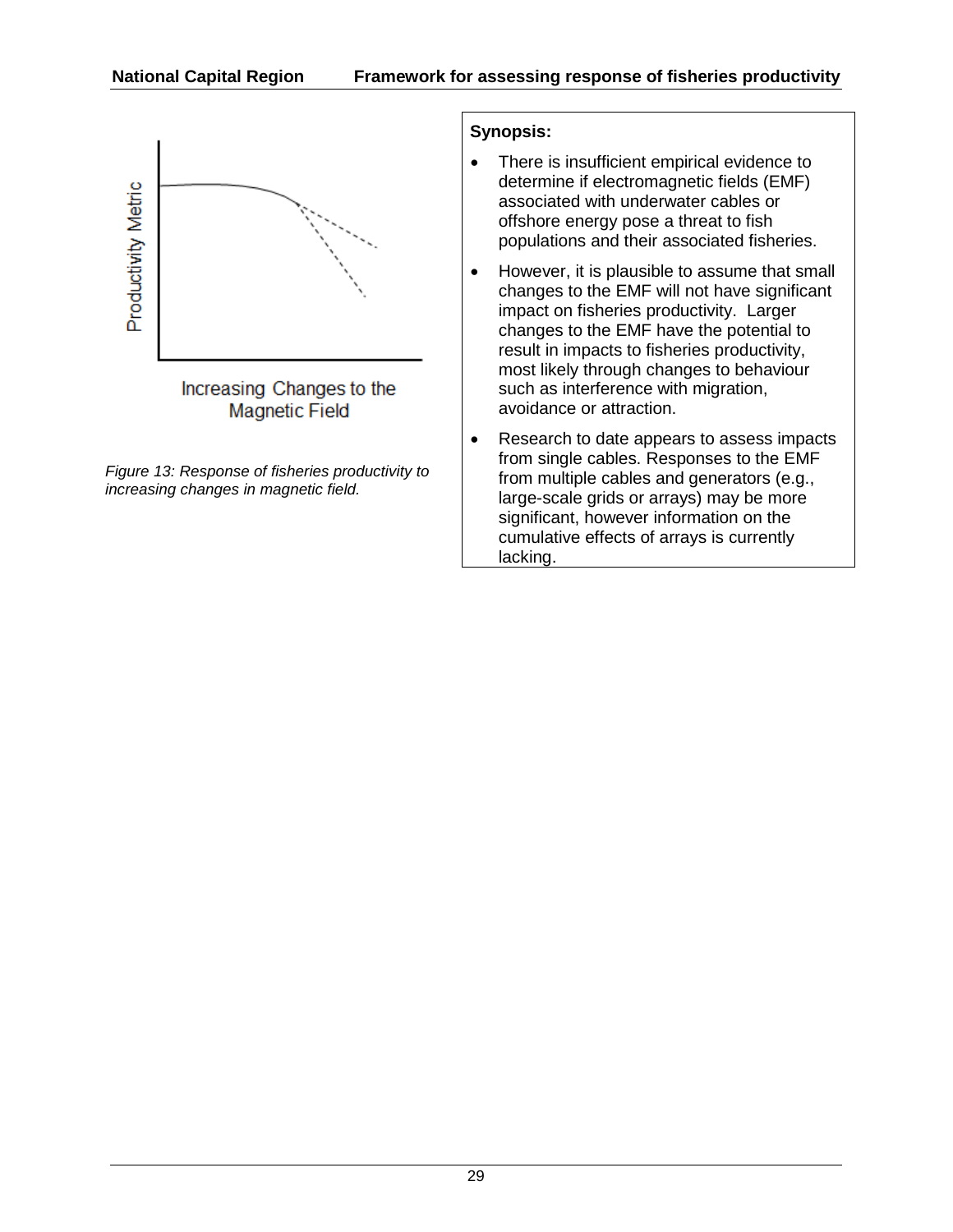Productivity Metric

Increasing Changes to the Magnetic Field

*Figure 13: Response of fisheries productivity to increasing changes in magnetic field.*

**Synopsis:**

- There is insufficient empirical evidence to determine if electromagnetic fields (EMF) associated with underwater cables or offshore energy pose a threat to fish populations and their associated fisheries.
- However, it is plausible to assume that small changes to the EMF will not have significant impact on fisheries productivity. Larger changes to the EMF have the potential to result in impacts to fisheries productivity, most likely through changes to behaviour such as interference with migration, avoidance or attraction.
- Research to date appears to assess impacts from single cables. Responses to the EMF from multiple cables and generators (e.g., large-scale grids or arrays) may be more significant, however information on the cumulative effects of arrays is currently lacking.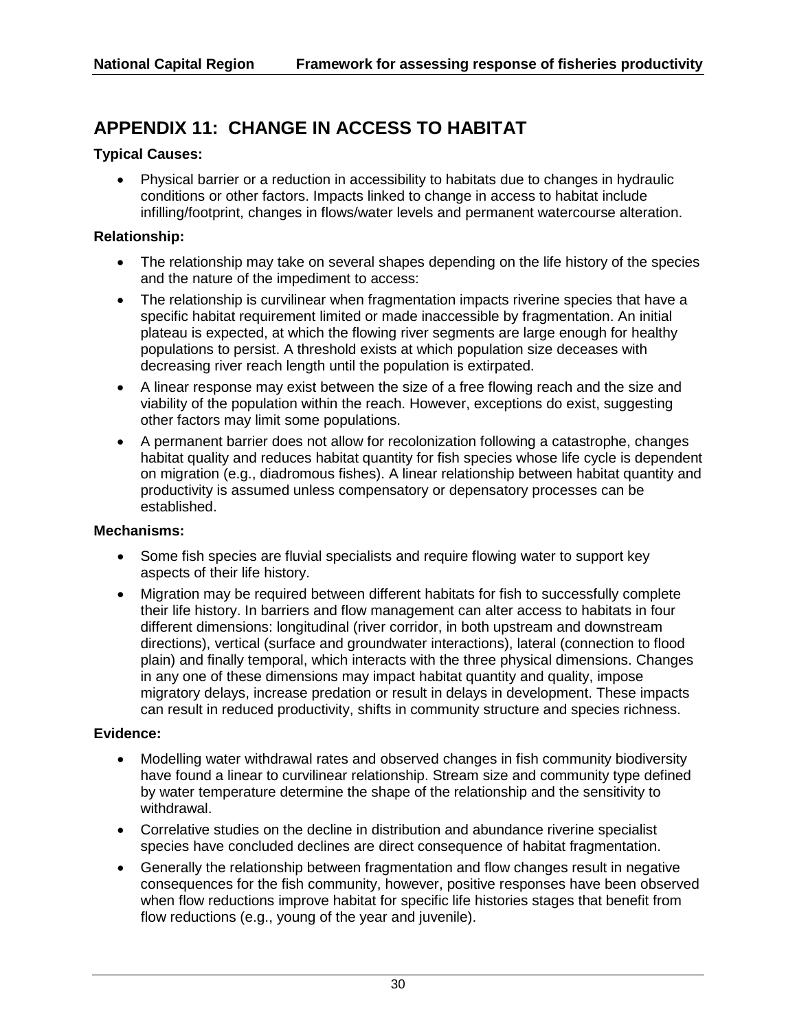## APPENDIX 11: CHANGE IN ACCESS TO HABITAT

**Typical Causes:**

- Physical barrier or a reduction in accessibility to habitats due to changes in hydraulic conditions or other factors. Impacts linked to change in access to habitat include infilling/footprint, changes in flows/water levels and permanent watercourse alteration.

**Relationship:**

- The relationship may take on several shapes depending on the life history of the species and the nature of the impediment to access:
- The relationship is curvilinear when fragmentation impacts riverine species that have a specific habitat requirement limited or made inaccessible by fragmentation. An initial plateau is expected, at which the flowing river segments are large enough for healthy populations to persist. A threshold exists at which population size deceases with decreasing river reach length until the population is extirpated.
- A linear response may exist between the size of a free flowing reach and the size and viability of the population within the reach. However, exceptions do exist, suggesting other factors may limit some populations.
- A permanent barrier does not allow for recolonization following a catastrophe, changes habitat quality and reduces habitat quantity for fish species whose life cycle is dependent on migration (e.g., diadromous fishes). A linear relationship between habitat quantity and productivity is assumed unless compensatory or depensatory processes can be established.

**Mechanisms:**

- Some fish species are fluvial specialists and require flowing water to support key aspects of their life history.
- Migration may be required between different habitats for fish to successfully complete their life history. In barriers and flow management can alter access to habitats in four different dimensions: longitudinal (river corridor, in both upstream and downstream directions), vertical (surface and groundwater interactions), lateral (connection to flood plain) and finally temporal, which interacts with the three physical dimensions. Changes in any one of these dimensions may impact habitat quantity and quality, impose migratory delays, increase predation or result in delays in development. These impacts can result in reduced productivity, shifts in community structure and species richness.

**Evidence:**

- Modelling water withdrawal rates and observed changes in fish community biodiversity have found a linear to curvilinear relationship. Stream size and community type defined by water temperature determine the shape of the relationship and the sensitivity to withdrawal.
- Correlative studies on the decline in distribution and abundance riverine specialist species have concluded declines are direct consequence of habitat fragmentation.
- Generally the relationship between fragmentation and flow changes result in negative consequences for the fish community, however, positive responses have been observed when flow reductions improve habitat for specific life histories stages that benefit from flow reductions (e.g., young of the year and juvenile).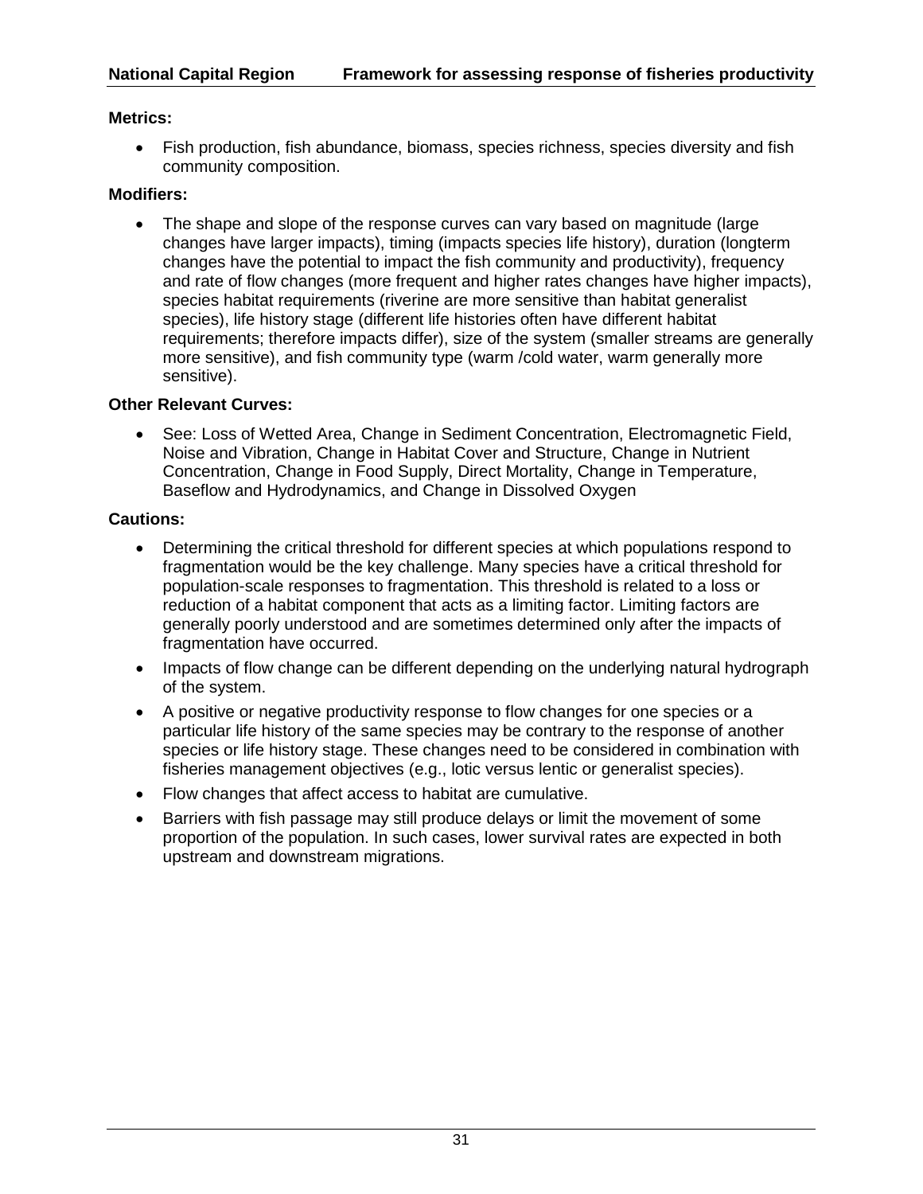**Metrics:**

- Fish production, fish abundance, biomass, species richness, species diversity and fish community composition.

**Modifiers:**

- The shape and slope of the response curves can vary based on magnitude (large changes have larger impacts), timing (impacts species life history), duration (longterm changes have the potential to impact the fish community and productivity), frequency and rate of flow changes (more frequent and higher rates changes have higher impacts), species habitat requirements (riverine are more sensitive than habitat generalist species), life history stage (different life histories often have different habitat requirements; therefore impacts differ), size of the system (smaller streams are generally more sensitive), and fish community type (warm /cold water, warm generally more sensitive).

**Other Relevant Curves:**

- See: Loss of Wetted Area, Change in Sediment Concentration, Electromagnetic Field, Noise and Vibration, Change in Habitat Cover and Structure, Change in Nutrient Concentration, Change in Food Supply, Direct Mortality, Change in Temperature, Baseflow and Hydrodynamics, and Change in Dissolved Oxygen

**Cautions:**

- Determining the critical threshold for different species at which populations respond to fragmentation would be the key challenge. Many species have a critical threshold for population-scale responses to fragmentation. This threshold is related to a loss or reduction of a habitat component that acts as a limiting factor. Limiting factors are generally poorly understood and are sometimes determined only after the impacts of fragmentation have occurred.
- Impacts of flow change can be different depending on the underlying natural hydrograph of the system.
- A positive or negative productivity response to flow changes for one species or a particular life history of the same species may be contrary to the response of another species or life history stage. These changes need to be considered in combination with fisheries management objectives (e.g., lotic versus lentic or generalist species).
- Flow changes that affect access to habitat are cumulative.
- Barriers with fish passage may still produce delays or limit the movement of some proportion of the population. In such cases, lower survival rates are expected in both upstream and downstream migrations.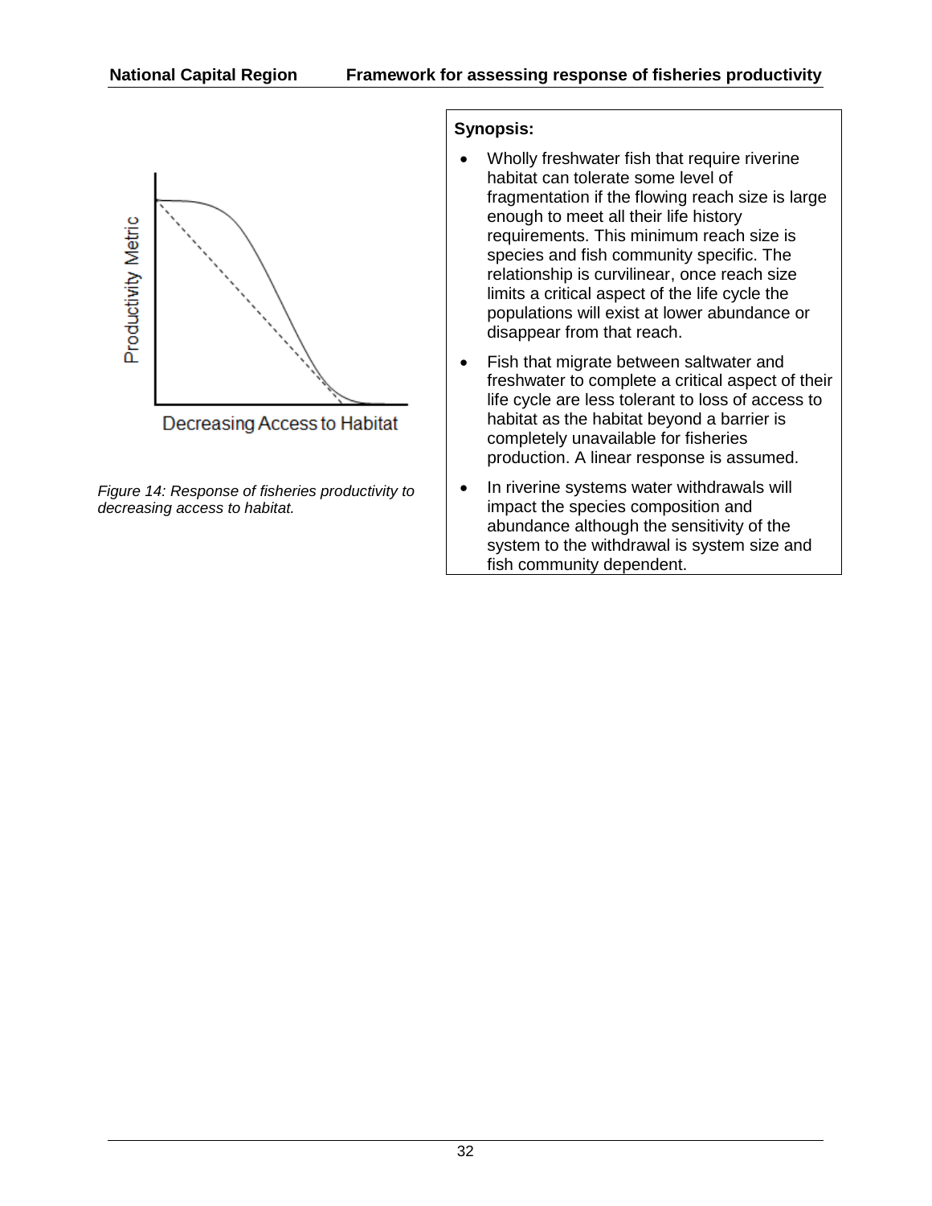Productivity Metric

Decreasing Access to Habitat

*Figure 14: Response of fisheries productivity to decreasing access to habitat.*

**Synopsis:**

- Wholly freshwater fish that require riverine habitat can tolerate some level of fragmentation if the flowing reach size is large enough to meet all their life history requirements. This minimum reach size is species and fish community specific. The relationship is curvilinear, once reach size limits a critical aspect of the life cycle the populations will exist at lower abundance or disappear from that reach.
- Fish that migrate between saltwater and freshwater to complete a critical aspect of their life cycle are less tolerant to loss of access to habitat as the habitat beyond a barrier is completely unavailable for fisheries production. A linear response is assumed.
- In riverine systems water withdrawals will impact the species composition and abundance although the sensitivity of the system to the withdrawal is system size and fish community dependent.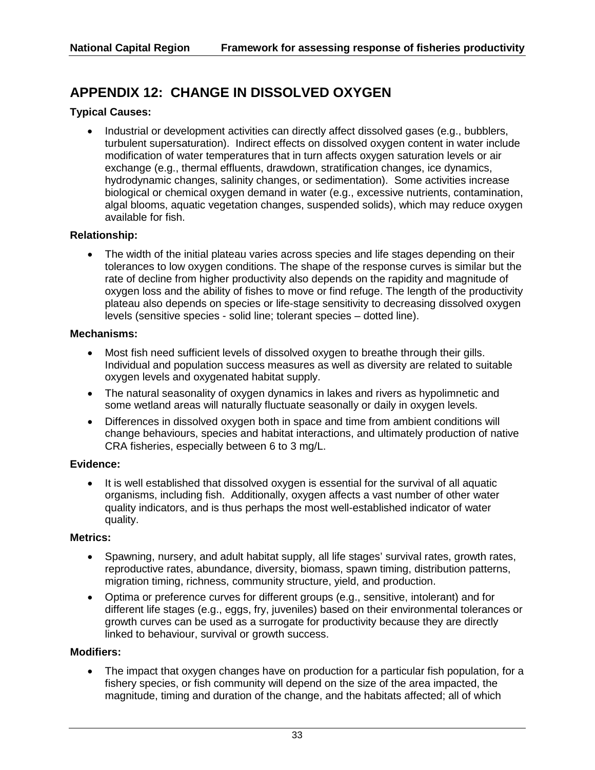## APPENDIX 12: CHANGE IN DISSOLVED OXYGEN

**Typical Causes:**

- Industrial or development activities can directly affect dissolved gases (e.g., bubblers, turbulent supersaturation). Indirect effects on dissolved oxygen content in water include modification of water temperatures that in turn affects oxygen saturation levels or air exchange (e.g., thermal effluents, drawdown, stratification changes, ice dynamics, hydrodynamic changes, salinity changes, or sedimentation). Some activities increase biological or chemical oxygen demand in water (e.g., excessive nutrients, contamination, algal blooms, aquatic vegetation changes, suspended solids), which may reduce oxygen available for fish.

**Relationship:**

- The width of the initial plateau varies across species and life stages depending on their tolerances to low oxygen conditions. The shape of the response curves is similar but the rate of decline from higher productivity also depends on the rapidity and magnitude of oxygen loss and the ability of fishes to move or find refuge. The length of the productivity plateau also depends on species or life-stage sensitivity to decreasing dissolved oxygen levels (sensitive species - solid line; tolerant species – dotted line).

**Mechanisms:**

- Most fish need sufficient levels of dissolved oxygen to breathe through their gills. Individual and population success measures as well as diversity are related to suitable oxygen levels and oxygenated habitat supply.
- The natural seasonality of oxygen dynamics in lakes and rivers as hypolimnetic and some wetland areas will naturally fluctuate seasonally or daily in oxygen levels.
- Differences in dissolved oxygen both in space and time from ambient conditions will change behaviours, species and habitat interactions, and ultimately production of native CRA fisheries, especially between 6 to 3 mg/L.

**Evidence:**

- It is well established that dissolved oxygen is essential for the survival of all aquatic organisms, including fish. Additionally, oxygen affects a vast number of other water quality indicators, and is thus perhaps the most well-established indicator of water quality.

**Metrics:**

- Spawning, nursery, and adult habitat supply, all life stages' survival rates, growth rates, reproductive rates, abundance, diversity, biomass, spawn timing, distribution patterns, migration timing, richness, community structure, yield, and production.
- Optima or preference curves for different groups (e.g., sensitive, intolerant) and for different life stages (e.g., eggs, fry, juveniles) based on their environmental tolerances or growth curves can be used as a surrogate for productivity because they are directly linked to behaviour, survival or growth success.

**Modifiers:**

- The impact that oxygen changes have on production for a particular fish population, for a fishery species, or fish community will depend on the size of the area impacted, the magnitude, timing and duration of the change, and the habitats affected; all of which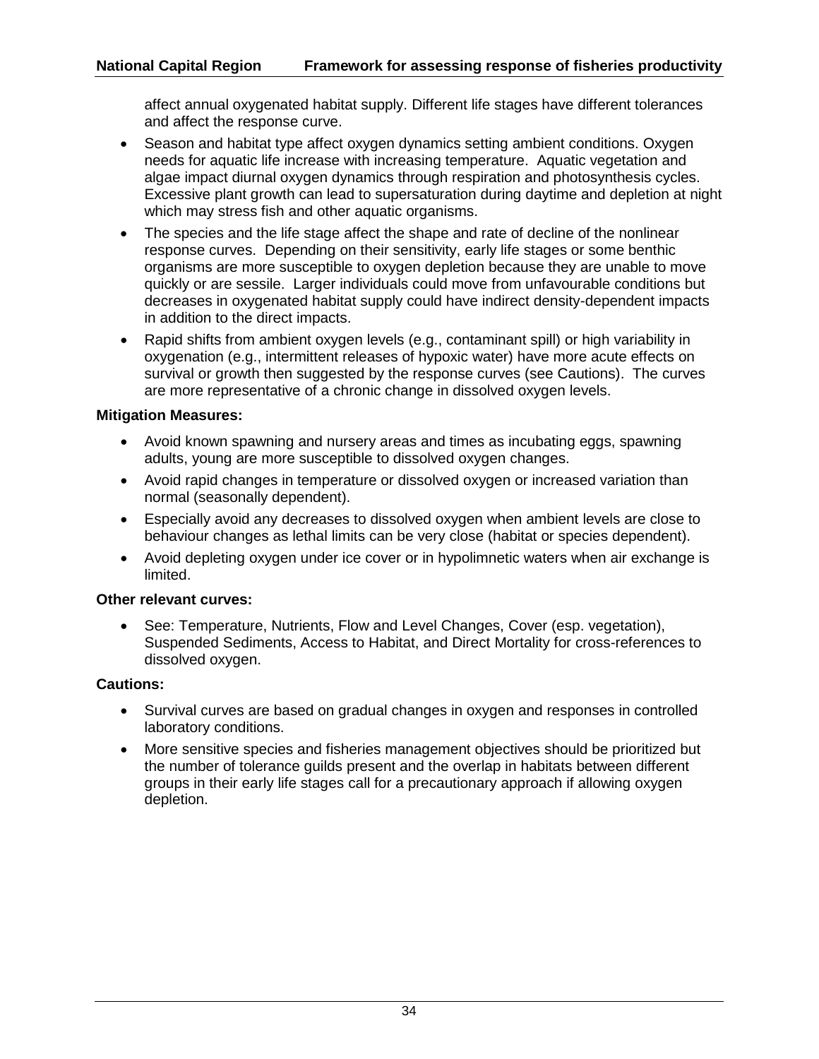affect annual oxygenated habitat supply. Different life stages have different tolerances and affect the response curve.

- Season and habitat type affect oxygen dynamics setting ambient conditions. Oxygen needs for aquatic life increase with increasing temperature. Aquatic vegetation and algae impact diurnal oxygen dynamics through respiration and photosynthesis cycles. Excessive plant growth can lead to supersaturation during daytime and depletion at night which may stress fish and other aquatic organisms.
- The species and the life stage affect the shape and rate of decline of the nonlinear response curves. Depending on their sensitivity, early life stages or some benthic organisms are more susceptible to oxygen depletion because they are unable to move quickly or are sessile. Larger individuals could move from unfavourable conditions but decreases in oxygenated habitat supply could have indirect density-dependent impacts in addition to the direct impacts.
- Rapid shifts from ambient oxygen levels (e.g., contaminant spill) or high variability in oxygenation (e.g., intermittent releases of hypoxic water) have more acute effects on survival or growth then suggested by the response curves (see Cautions). The curves are more representative of a chronic change in dissolved oxygen levels.

**Mitigation Measures:**

- Avoid known spawning and nursery areas and times as incubating eggs, spawning adults, young are more susceptible to dissolved oxygen changes.
- Avoid rapid changes in temperature or dissolved oxygen or increased variation than normal (seasonally dependent).
- Especially avoid any decreases to dissolved oxygen when ambient levels are close to behaviour changes as lethal limits can be very close (habitat or species dependent).
- Avoid depleting oxygen under ice cover or in hypolimnetic waters when air exchange is limited.

**Other relevant curves:**

- See: Temperature, Nutrients, Flow and Level Changes, Cover (esp. vegetation), Suspended Sediments, Access to Habitat, and Direct Mortality for cross-references to dissolved oxygen.

**Cautions:**

- Survival curves are based on gradual changes in oxygen and responses in controlled laboratory conditions.
- More sensitive species and fisheries management objectives should be prioritized but the number of tolerance guilds present and the overlap in habitats between different groups in their early life stages call for a precautionary approach if allowing oxygen depletion.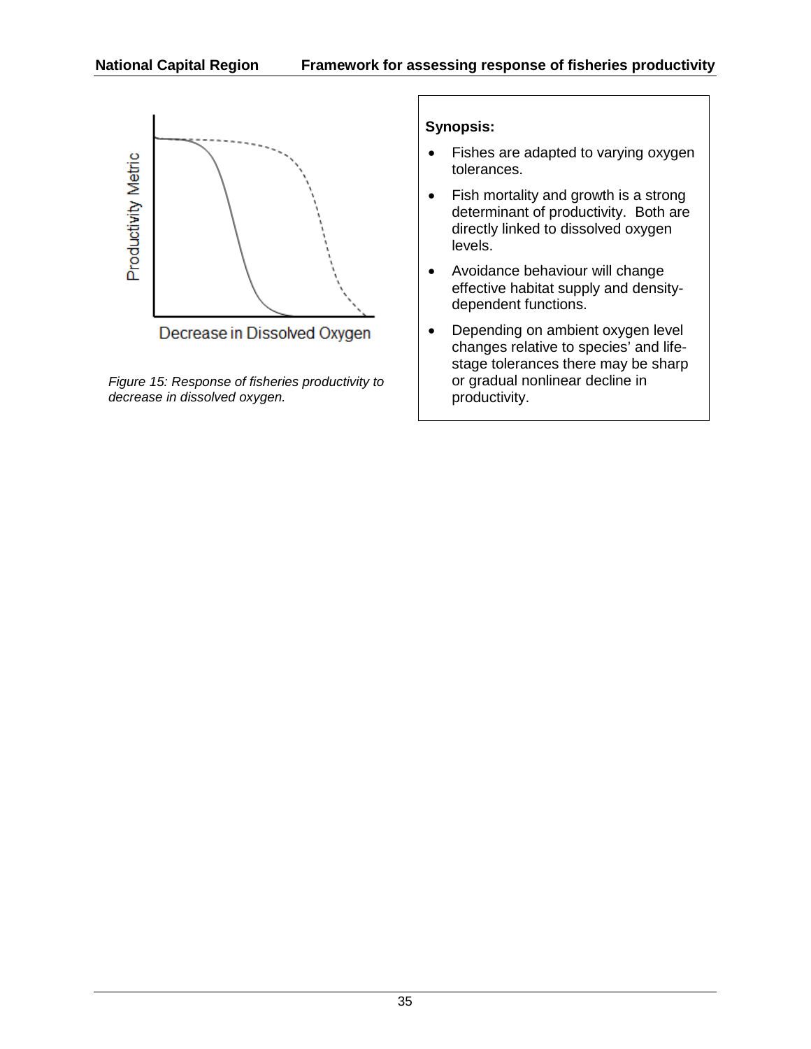Productivity Metric

Decrease in Dissolved Oxygen

*Figure 15: Response of fisheries productivity to decrease in dissolved oxygen.*

**Synopsis:**

- Fishes are adapted to varying oxygen tolerances.
- Fish mortality and growth is a strong determinant of productivity. Both are directly linked to dissolved oxygen levels.
- Avoidance behaviour will change effective habitat supply and density-dependent functions.
- Depending on ambient oxygen level changes relative to species' and life-stage tolerances there may be sharp or gradual nonlinear decline in productivity.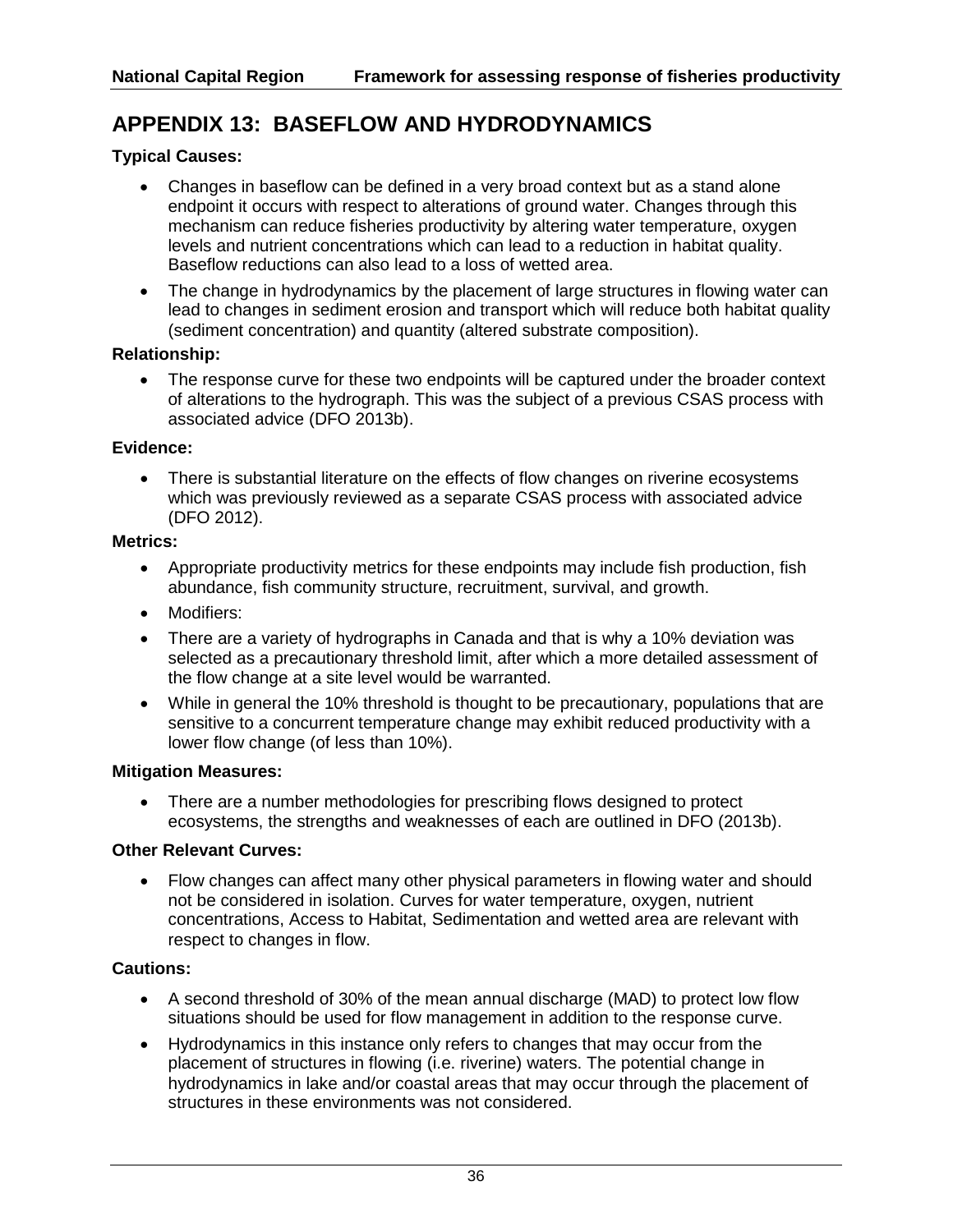# APPENDIX 13: BASEFLOW AND HYDRODYNAMICS

**Typical Causes:**

- Changes in baseflow can be defined in a very broad context but as a stand alone endpoint it occurs with respect to alterations of ground water. Changes through this mechanism can reduce fisheries productivity by altering water temperature, oxygen levels and nutrient concentrations which can lead to a reduction in habitat quality. Baseflow reductions can also lead to a loss of wetted area.
- The change in hydrodynamics by the placement of large structures in flowing water can lead to changes in sediment erosion and transport which will reduce both habitat quality (sediment concentration) and quantity (altered substrate composition).

**Relationship:**

- The response curve for these two endpoints will be captured under the broader context of alterations to the hydrograph. This was the subject of a previous CSAS process with associated advice (DFO 2013b).

**Evidence:**

- There is substantial literature on the effects of flow changes on riverine ecosystems which was previously reviewed as a separate CSAS process with associated advice (DFO 2012).

**Metrics:**

- Appropriate productivity metrics for these endpoints may include fish production, fish abundance, fish community structure, recruitment, survival, and growth.
- Modifiers:
- There are a variety of hydrographs in Canada and that is why a 10% deviation was selected as a precautionary threshold limit, after which a more detailed assessment of the flow change at a site level would be warranted.
- While in general the 10% threshold is thought to be precautionary, populations that are sensitive to a concurrent temperature change may exhibit reduced productivity with a lower flow change (of less than 10%).

**Mitigation Measures:**

- There are a number methodologies for prescribing flows designed to protect ecosystems, the strengths and weaknesses of each are outlined in DFO (2013b).

**Other Relevant Curves:**

- Flow changes can affect many other physical parameters in flowing water and should not be considered in isolation. Curves for water temperature, oxygen, nutrient concentrations, Access to Habitat, Sedimentation and wetted area are relevant with respect to changes in flow.

**Cautions:**

- A second threshold of 30% of the mean annual discharge (MAD) to protect low flow situations should be used for flow management in addition to the response curve.
- Hydrodynamics in this instance only refers to changes that may occur from the placement of structures in flowing (i.e. riverine) waters. The potential change in hydrodynamics in lake and/or coastal areas that may occur through the placement of structures in these environments was not considered.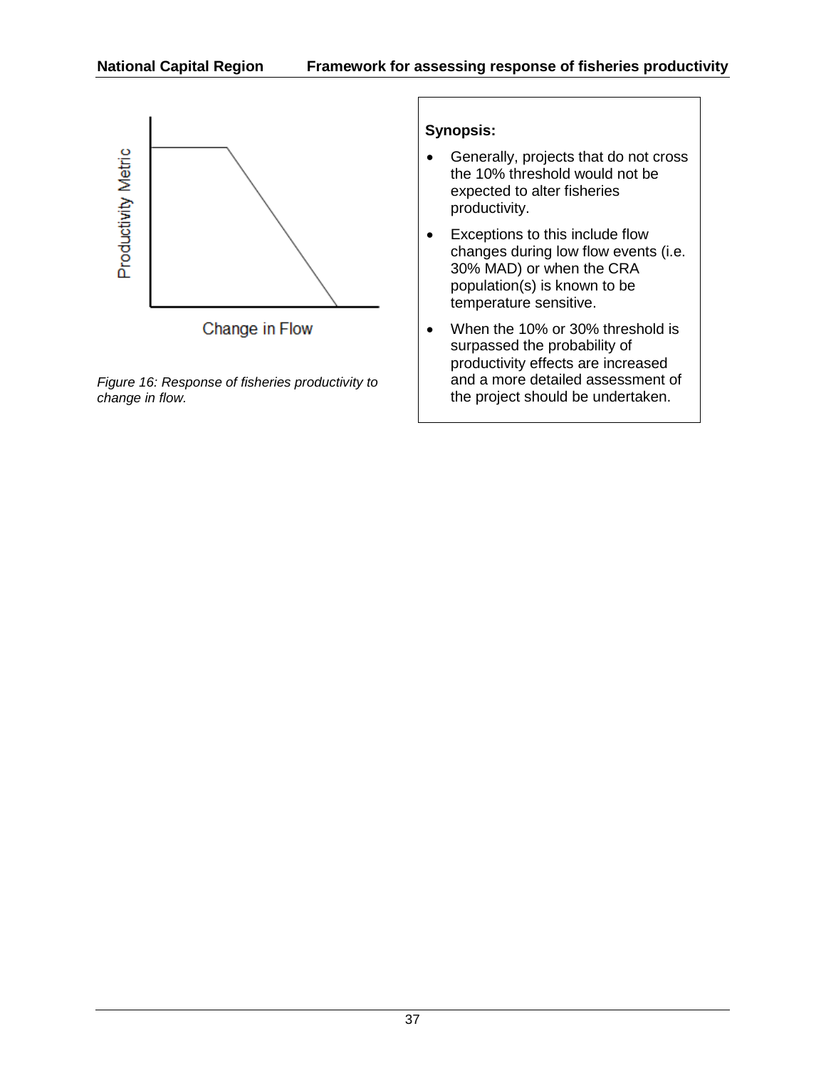Productivity Metric

Change in Flow

*Figure 16: Response of fisheries productivity to change in flow.*

**Synopsis:**

- Generally, projects that do not cross the 10% threshold would not be expected to alter fisheries productivity.
- Exceptions to this include flow changes during low flow events (i.e. 30% MAD) or when the CRA population(s) is known to be temperature sensitive.
- When the 10% or 30% threshold is surpassed the probability of productivity effects are increased and a more detailed assessment of the project should be undertaken.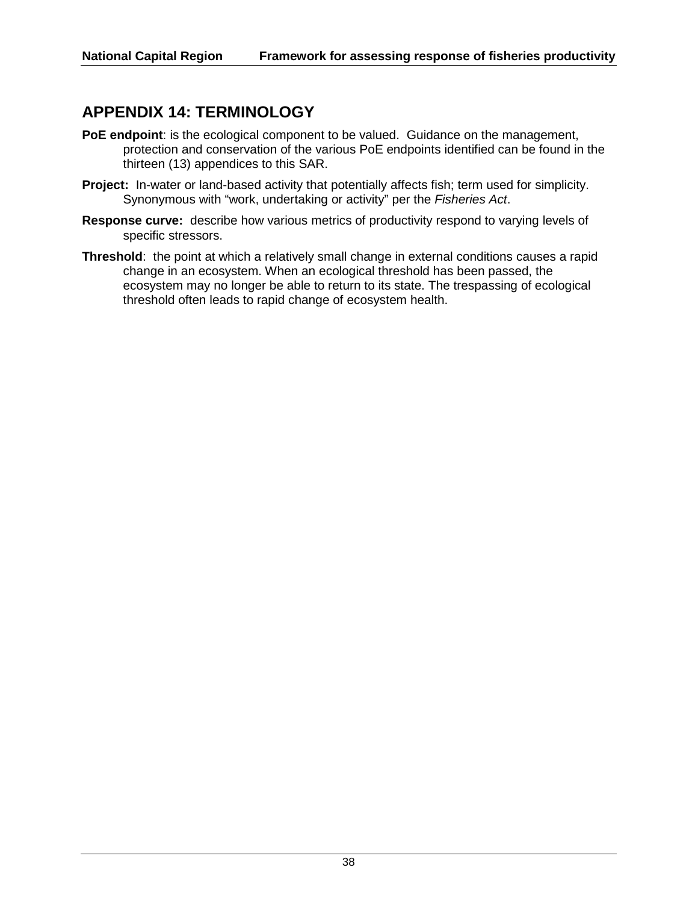# APPENDIX 14: TERMINOLOGY

**PoE endpoint**: is the ecological component to be valued. Guidance on the management, protection and conservation of the various PoE endpoints identified can be found in the thirteen (13) appendices to this SAR.

**Project:** In-water or land-based activity that potentially affects fish; term used for simplicity. Synonymous with "work, undertaking or activity" per the *Fisheries Act*.

**Response curve:** describe how various metrics of productivity respond to varying levels of specific stressors.

**Threshold**: the point at which a relatively small change in external conditions causes a rapid change in an ecosystem. When an ecological threshold has been passed, the ecosystem may no longer be able to return to its state. The trespassing of ecological threshold often leads to rapid change of ecosystem health.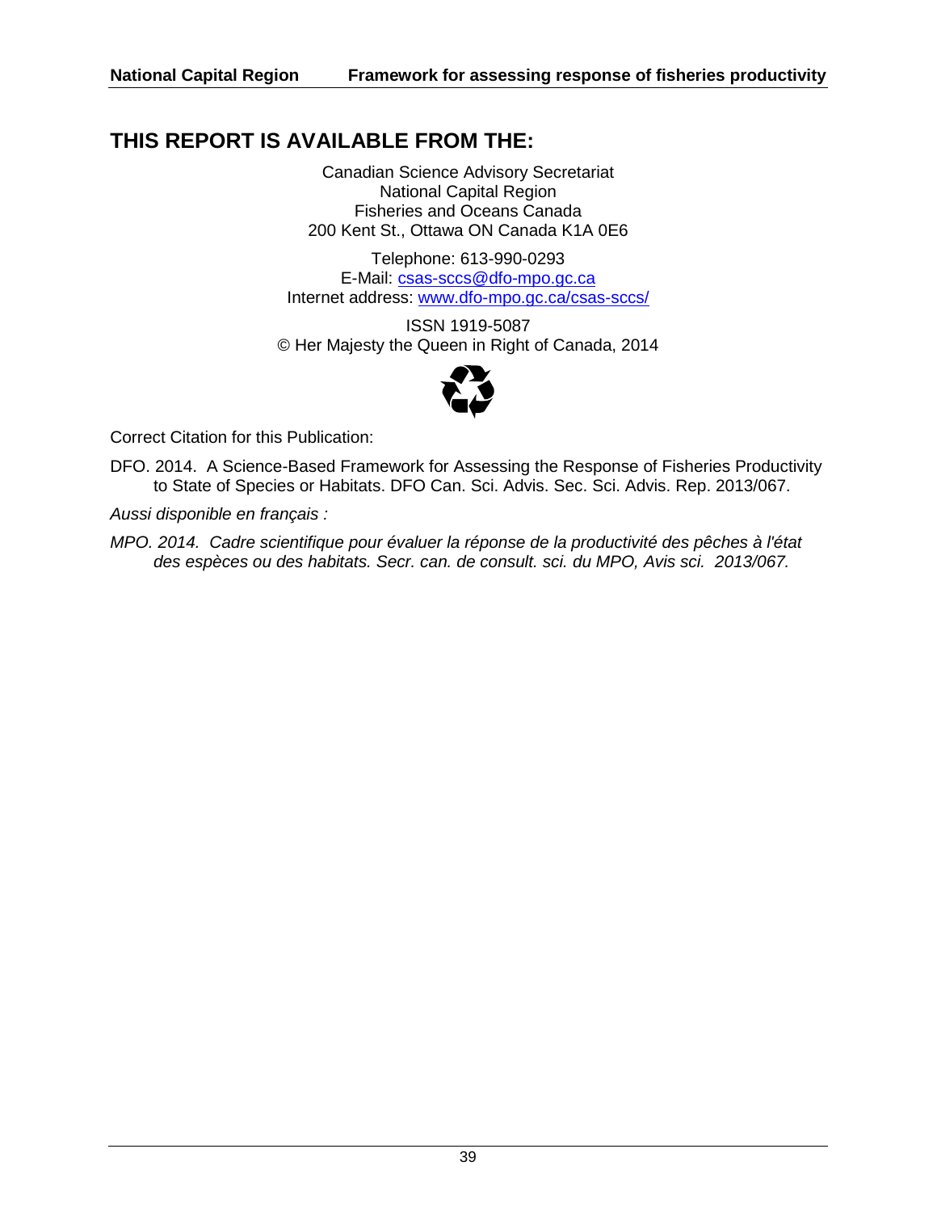## THIS REPORT IS AVAILABLE FROM THE:

Canadian Science Advisory Secretariat
National Capital Region
Fisheries and Oceans Canada
200 Kent St., Ottawa ON Canada K1A 0E6

Telephone: 613-990-0293
E-Mail: csas-sccs@dfo-mpo.gc.ca
Internet address: www.dfo-mpo.gc.ca/csas-sccs/

ISSN 1919-5087
© Her Majesty the Queen in Right of Canada, 2014

Correct Citation for this Publication:

DFO. 2014. A Science-Based Framework for Assessing the Response of Fisheries Productivity to State of Species or Habitats. DFO Can. Sci. Advis. Sec. Sci. Advis. Rep. 2013/067.

*Aussi disponible en français :*

*MPO. 2014. Cadre scientifique pour évaluer la réponse de la productivité des pêches à l'état des espèces ou des habitats. Secr. can. de consult. sci. du MPO, Avis sci. 2013/067.*